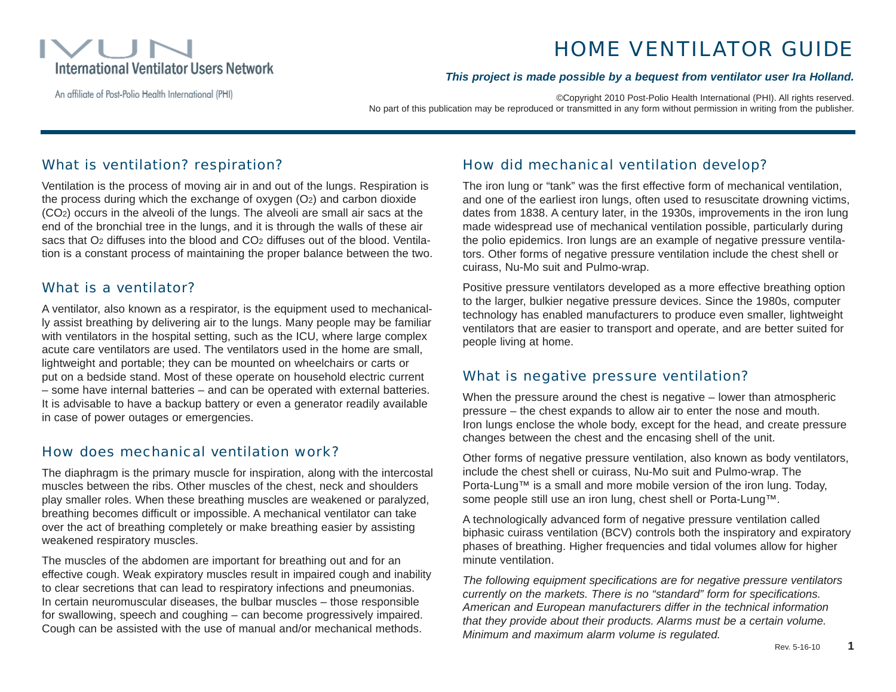IVUN
International Ventilator Users Network

An affiliate of Post-Polio Health International (PHI)

# HOME VENTILATOR GUIDE

***This project is made possible by a bequest from ventilator user Ira Holland.***

©Copyright 2010 Post-Polio Health International (PHI). All rights reserved.
No part of this publication may be reproduced or transmitted in any form without permission in writing from the publisher.

## What is ventilation? respiration?

Ventilation is the process of moving air in and out of the lungs. Respiration is the process during which the exchange of oxygen ($O_2$) and carbon dioxide ($CO_2$) occurs in the alveoli of the lungs. The alveoli are small air sacs at the end of the bronchial tree in the lungs, and it is through the walls of these air sacs that $O_2$ diffuses into the blood and $CO_2$ diffuses out of the blood. Ventilation is a constant process of maintaining the proper balance between the two.

## What is a ventilator?

A ventilator, also known as a respirator, is the equipment used to mechanically assist breathing by delivering air to the lungs. Many people may be familiar with ventilators in the hospital setting, such as the ICU, where large complex acute care ventilators are used. The ventilators used in the home are small, lightweight and portable; they can be mounted on wheelchairs or carts or put on a bedside stand. Most of these operate on household electric current – some have internal batteries – and can be operated with external batteries. It is advisable to have a backup battery or even a generator readily available in case of power outages or emergencies.

## How does mechanical ventilation work?

The diaphragm is the primary muscle for inspiration, along with the intercostal muscles between the ribs. Other muscles of the chest, neck and shoulders play smaller roles. When these breathing muscles are weakened or paralyzed, breathing becomes difficult or impossible. A mechanical ventilator can take over the act of breathing completely or make breathing easier by assisting weakened respiratory muscles.

The muscles of the abdomen are important for breathing out and for an effective cough. Weak expiratory muscles result in impaired cough and inability to clear secretions that can lead to respiratory infections and pneumonias. In certain neuromuscular diseases, the bulbar muscles – those responsible for swallowing, speech and coughing – can become progressively impaired. Cough can be assisted with the use of manual and/or mechanical methods.

## How did mechanical ventilation develop?

The iron lung or "tank" was the first effective form of mechanical ventilation, and one of the earliest iron lungs, often used to resuscitate drowning victims, dates from 1838. A century later, in the 1930s, improvements in the iron lung made widespread use of mechanical ventilation possible, particularly during the polio epidemics. Iron lungs are an example of negative pressure ventilators. Other forms of negative pressure ventilation include the chest shell or cuirass, Nu-Mo suit and Pulmo-wrap.

Positive pressure ventilators developed as a more effective breathing option to the larger, bulkier negative pressure devices. Since the 1980s, computer technology has enabled manufacturers to produce even smaller, lightweight ventilators that are easier to transport and operate, and are better suited for people living at home.

## What is negative pressure ventilation?

When the pressure around the chest is negative – lower than atmospheric pressure – the chest expands to allow air to enter the nose and mouth. Iron lungs enclose the whole body, except for the head, and create pressure changes between the chest and the encasing shell of the unit.

Other forms of negative pressure ventilation, also known as body ventilators, include the chest shell or cuirass, Nu-Mo suit and Pulmo-wrap. The Porta-Lung™ is a small and more mobile version of the iron lung. Today, some people still use an iron lung, chest shell or Porta-Lung™.

A technologically advanced form of negative pressure ventilation called biphasic cuirass ventilation (BCV) controls both the inspiratory and expiratory phases of breathing. Higher frequencies and tidal volumes allow for higher minute ventilation.

*The following equipment specifications are for negative pressure ventilators currently on the markets. There is no "standard" form for specifications. American and European manufacturers differ in the technical information that they provide about their products. Alarms must be a certain volume. Minimum and maximum alarm volume is regulated.*

Rev. 5-16-10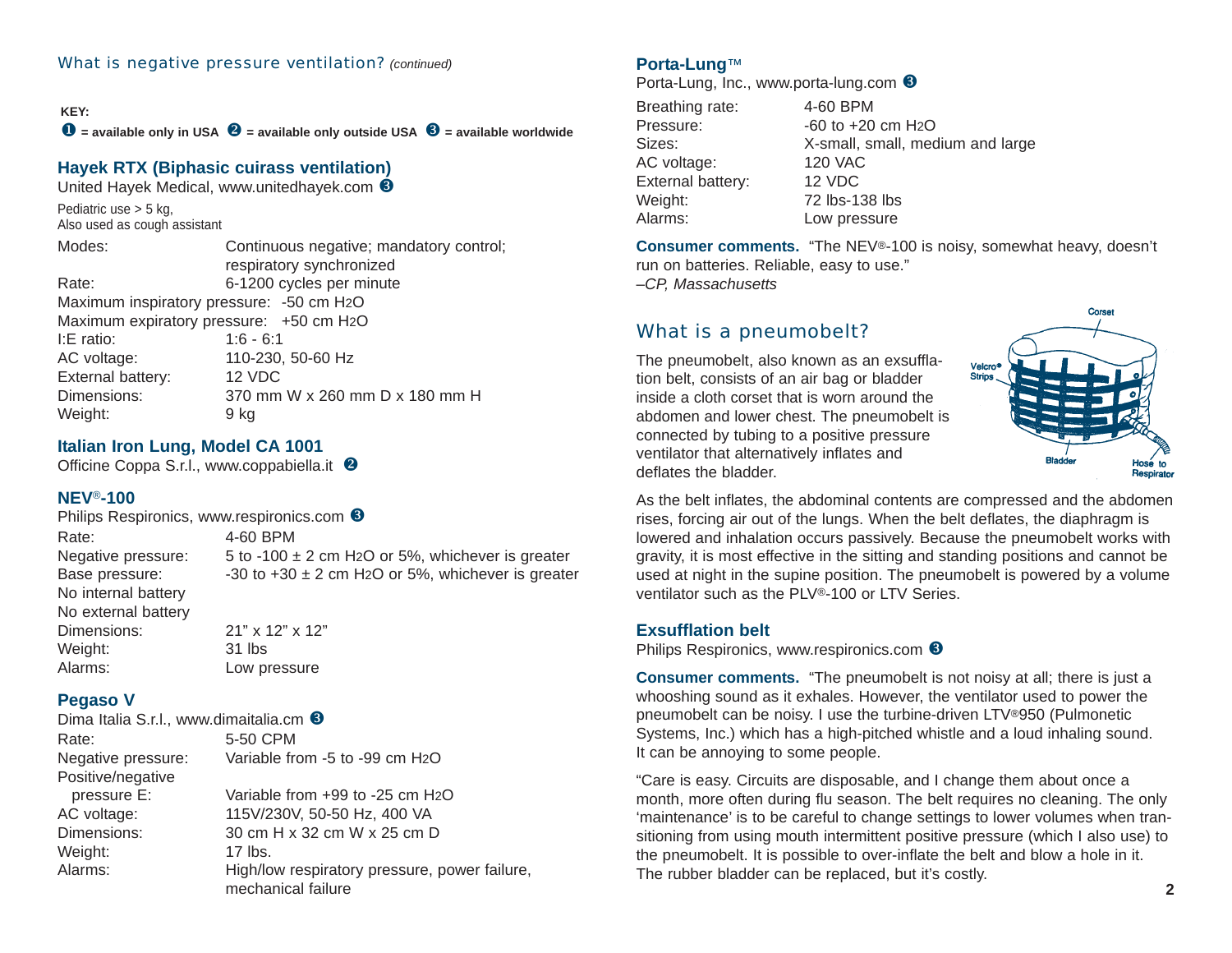## What is negative pressure ventilation? *(continued)*

**KEY:**
**❶ = available only in USA ❷ = available only outside USA ❸ = available worldwide**

### Hayek RTX (Biphasic cuirass ventilation)

United Hayek Medical, www.unitedhayek.com ❸

Pediatric use > 5 kg,
Also used as cough assistant

| | |
|---|---|
| Modes: | Continuous negative; mandatory control; respiratory synchronized |
| Rate: | 6-1200 cycles per minute |
| Maximum inspiratory pressure: | -50 cm $H_2O$ |
| Maximum expiratory pressure: | +50 cm $H_2O$ |
| I:E ratio: | 1:6 - 6:1 |
| AC voltage: | 110-230, 50-60 Hz |
| External battery: | 12 VDC |
| Dimensions: | 370 mm W x 260 mm D x 180 mm H |
| Weight: | 9 kg |

### Italian Iron Lung, Model CA 1001

Officine Coppa S.r.l., www.coppabiella.it ❷

### NEV®-100

Philips Respironics, www.respironics.com ❸

| | |
|---|---|
| Rate: | 4-60 BPM |
| Negative pressure: | 5 to -100 ± 2 cm $H_2O$ or 5%, whichever is greater |
| Base pressure: | -30 to +30 ± 2 cm $H_2O$ or 5%, whichever is greater |
| No internal battery | |
| No external battery | |
| Dimensions: | 21” x 12” x 12” |
| Weight: | 31 lbs |
| Alarms: | Low pressure |

### Pegaso V

Dima Italia S.r.l., www.dimaitalia.com ❸

| | |
|---|---|
| Rate: | 5-50 CPM |
| Negative pressure: | Variable from -5 to -99 cm $H_2O$ |
| Positive/negative pressure E: | Variable from +99 to -25 cm $H_2O$ |
| AC voltage: | 115V/230V, 50-50 Hz, 400 VA |
| Dimensions: | 30 cm H x 32 cm W x 25 cm D |
| Weight: | 17 lbs. |
| Alarms: | High/low respiratory pressure, power failure, mechanical failure |

### Porta-Lung™

Porta-Lung, Inc., www.porta-lung.com ❸

| | |
|---|---|
| Breathing rate: | 4-60 BPM |
| Pressure: | -60 to +20 cm $H_2O$ |
| Sizes: | X-small, small, medium and large |
| AC voltage: | 120 VAC |
| External battery: | 12 VDC |
| Weight: | 72 lbs-138 lbs |
| Alarms: | Low pressure |

**Consumer comments.** “The NEV®-100 is noisy, somewhat heavy, doesn’t run on batteries. Reliable, easy to use.”
*–CP, Massachusetts*

## What is a pneumobelt?

The pneumobelt, also known as an exsufflation belt, consists of an air bag or bladder inside a cloth corset that is worn around the abdomen and lower chest. The pneumobelt is connected by tubing to a positive pressure ventilator that alternatively inflates and deflates the bladder.

Corset
Velcro® Strips
Bladder
Hose to Respirator

As the belt inflates, the abdominal contents are compressed and the abdomen rises, forcing air out of the lungs. When the belt deflates, the diaphragm is lowered and inhalation occurs passively. Because the pneumobelt works with gravity, it is most effective in the sitting and standing positions and cannot be used at night in the supine position. The pneumobelt is powered by a volume ventilator such as the PLV®-100 or LTV Series.

### Exsufflation belt

Philips Respironics, www.respironics.com ❸

**Consumer comments.** “The pneumobelt is not noisy at all; there is just a whooshing sound as it exhales. However, the ventilator used to power the pneumobelt can be noisy. I use the turbine-driven LTV®950 (Pulmonetic Systems, Inc.) which has a high-pitched whistle and a loud inhaling sound. It can be annoying to some people.

“Care is easy. Circuits are disposable, and I change them about once a month, more often during flu season. The belt requires no cleaning. The only ‘maintenance’ is to be careful to change settings to lower volumes when transitioning from using mouth intermittent positive pressure (which I also use) to the pneumobelt. It is possible to over-inflate the belt and blow a hole in it. The rubber bladder can be replaced, but it’s costly.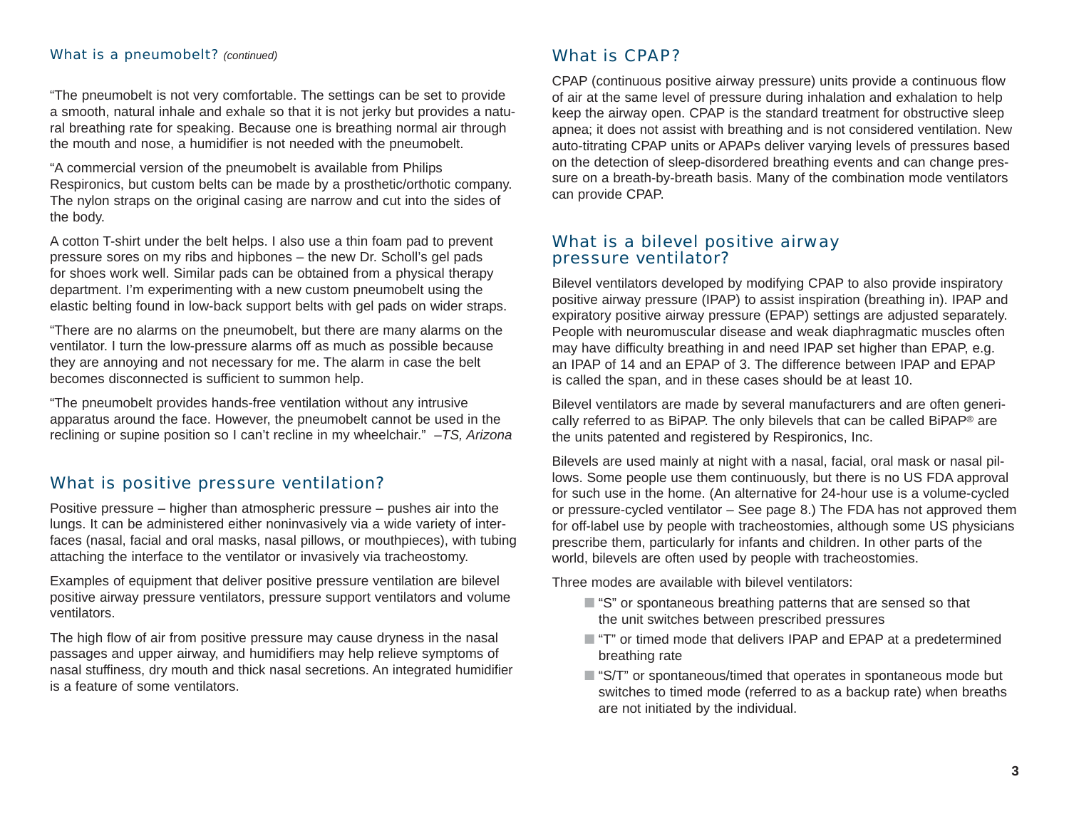### What is a pneumobelt? *(continued)*

"The pneumobelt is not very comfortable. The settings can be set to provide a smooth, natural inhale and exhale so that it is not jerky but provides a natural breathing rate for speaking. Because one is breathing normal air through the mouth and nose, a humidifier is not needed with the pneumobelt.

"A commercial version of the pneumobelt is available from Philips Respironics, but custom belts can be made by a prosthetic/orthotic company. The nylon straps on the original casing are narrow and cut into the sides of the body.

A cotton T-shirt under the belt helps. I also use a thin foam pad to prevent pressure sores on my ribs and hipbones – the new Dr. Scholl's gel pads for shoes work well. Similar pads can be obtained from a physical therapy department. I'm experimenting with a new custom pneumobelt using the elastic belting found in low-back support belts with gel pads on wider straps.

"There are no alarms on the pneumobelt, but there are many alarms on the ventilator. I turn the low-pressure alarms off as much as possible because they are annoying and not necessary for me. The alarm in case the belt becomes disconnected is sufficient to summon help.

"The pneumobelt provides hands-free ventilation without any intrusive apparatus around the face. However, the pneumobelt cannot be used in the reclining or supine position so I can't recline in my wheelchair." *–TS, Arizona*

## What is positive pressure ventilation?

Positive pressure – higher than atmospheric pressure – pushes air into the lungs. It can be administered either noninvasively via a wide variety of interfaces (nasal, facial and oral masks, nasal pillows, or mouthpieces), with tubing attaching the interface to the ventilator or invasively via tracheostomy.

Examples of equipment that deliver positive pressure ventilation are bilevel positive airway pressure ventilators, pressure support ventilators and volume ventilators.

The high flow of air from positive pressure may cause dryness in the nasal passages and upper airway, and humidifiers may help relieve symptoms of nasal stuffiness, dry mouth and thick nasal secretions. An integrated humidifier is a feature of some ventilators.

## What is CPAP?

CPAP (continuous positive airway pressure) units provide a continuous flow of air at the same level of pressure during inhalation and exhalation to help keep the airway open. CPAP is the standard treatment for obstructive sleep apnea; it does not assist with breathing and is not considered ventilation. New auto-titrating CPAP units or APAPs deliver varying levels of pressures based on the detection of sleep-disordered breathing events and can change pressure on a breath-by-breath basis. Many of the combination mode ventilators can provide CPAP.

## What is a bilevel positive airway pressure ventilator?

Bilevel ventilators developed by modifying CPAP to also provide inspiratory positive airway pressure (IPAP) to assist inspiration (breathing in). IPAP and expiratory positive airway pressure (EPAP) settings are adjusted separately. People with neuromuscular disease and weak diaphragmatic muscles often may have difficulty breathing in and need IPAP set higher than EPAP, e.g. an IPAP of 14 and an EPAP of 3. The difference between IPAP and EPAP is called the span, and in these cases should be at least 10.

Bilevel ventilators are made by several manufacturers and are often generically referred to as BiPAP. The only bilevels that can be called BiPAP® are the units patented and registered by Respironics, Inc.

Bilevels are used mainly at night with a nasal, facial, oral mask or nasal pillows. Some people use them continuously, but there is no US FDA approval for such use in the home. (An alternative for 24-hour use is a volume-cycled or pressure-cycled ventilator – See page 8.) The FDA has not approved them for off-label use by people with tracheostomies, although some US physicians prescribe them, particularly for infants and children. In other parts of the world, bilevels are often used by people with tracheostomies.

Three modes are available with bilevel ventilators:

- "S" or spontaneous breathing patterns that are sensed so that the unit switches between prescribed pressures
- "T" or timed mode that delivers IPAP and EPAP at a predetermined breathing rate
- "S/T" or spontaneous/timed that operates in spontaneous mode but switches to timed mode (referred to as a backup rate) when breaths are not initiated by the individual.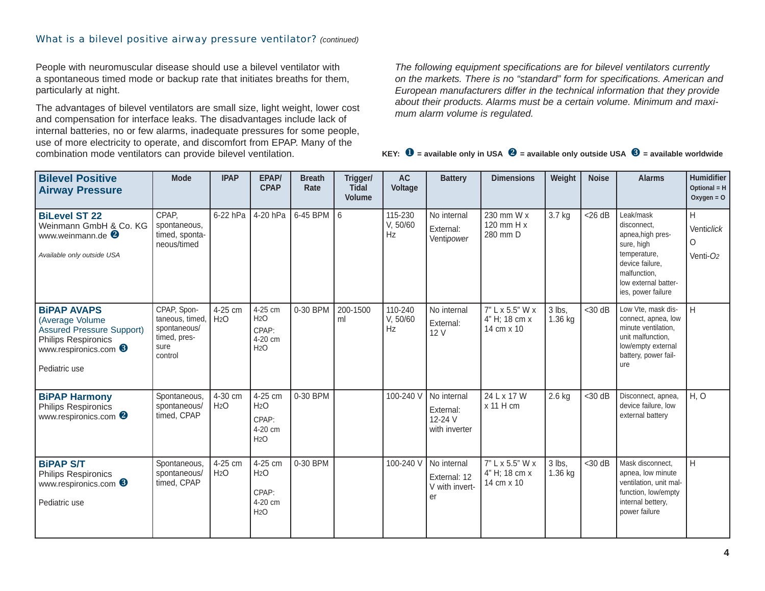## What is a bilevel positive airway pressure ventilator? *(continued)*

People with neuromuscular disease should use a bilevel ventilator with a spontaneous timed mode or backup rate that initiates breaths for them, particularly at night.

The advantages of bilevel ventilators are small size, light weight, lower cost and compensation for interface leaks. The disadvantages include lack of internal batteries, no or few alarms, inadequate pressures for some people, use of more electricity to operate, and discomfort from EPAP. Many of the combination mode ventilators can provide bilevel ventilation.

*The following equipment specifications are for bilevel ventilators currently on the markets. There is no "standard" form for specifications. American and European manufacturers differ in the technical information that they provide about their products. Alarms must be a certain volume. Minimum and maximum alarm volume is regulated.*

**KEY: ❶ = available only in USA ❷ = available only outside USA ❸ = available worldwide**

| Bilevel Positive Airway Pressure | Mode | IPAP | EPAP/ CPAP | Breath Rate | Trigger/ Tidal Volume | AC Voltage | Battery | Dimensions | Weight | Noise | Alarms | Humidifier Optional = H Oxygen = O |
|---|---|---|---|---|---|---|---|---|---|---|---|---|
| **BiLevel ST 22** Weinmann GmbH & Co. KG www.weinmann.de ❷ *Available only outside USA* | CPAP, spontaneous, timed, spontaneous/timed | 6-22 hPa | 4-20 hPa | 6-45 BPM | 6 | 115-230 V, 50/60 Hz | No internal External: Venti*power* | 230 mm W x 120 mm H x 280 mm D | 3.7 kg | <26 dB | Leak/mask disconnect, apnea,high pressure, high temperature, device failure, malfunction, low external batteries, power failure | H Venti*click* O Venti-*O2* |
| **BiPAP AVAPS** (Average Volume Assured Pressure Support) Philips Respironics www.respironics.com ❸ Pediatric use | CPAP, Spontaneous, timed, spontaneous/ timed, pressure control | 4-25 cm $H_2O$ | 4-25 cm $H_2O$ CPAP: 4-20 cm $H_2O$ | 0-30 BPM | 200-1500 ml | 110-240 V, 50/60 Hz | No internal External: 12 V | 7" L x 5.5" W x 4" H; 18 cm x 14 cm x 10 | 3 lbs, 1.36 kg | <30 dB | Low Vte, mask disconnect, apnea, low minute ventilation, unit malfunction, low/empty external battery, power failure | H |
| **BiPAP Harmony** Philips Respironics www.respironics.com ❷ | Spontaneous, spontaneous/ timed, CPAP | 4-30 cm $H_2O$ | 4-25 cm $H_2O$ CPAP: 4-20 cm $H_2O$ | 0-30 BPM | | 100-240 V | No internal External: 12-24 V with inverter | 24 L x 17 W x 11 H cm | 2.6 kg | <30 dB | Disconnect, apnea, device failure, low external battery | H, O |
| **BiPAP S/T** Philips Respironics www.respironics.com ❸ Pediatric use | Spontaneous, spontaneous/ timed, CPAP | 4-25 cm $H_2O$ | 4-25 cm $H_2O$ CPAP: 4-20 cm $H_2O$ | 0-30 BPM | | 100-240 V | No internal External: 12 V with inverter | 7" L x 5.5" W x 4" H; 18 cm x 14 cm x 10 | 3 lbs, 1.36 kg | <30 dB | Mask disconnect, apnea, low minute ventilation, unit malfunction, low/empty internal bettery, power failure | H |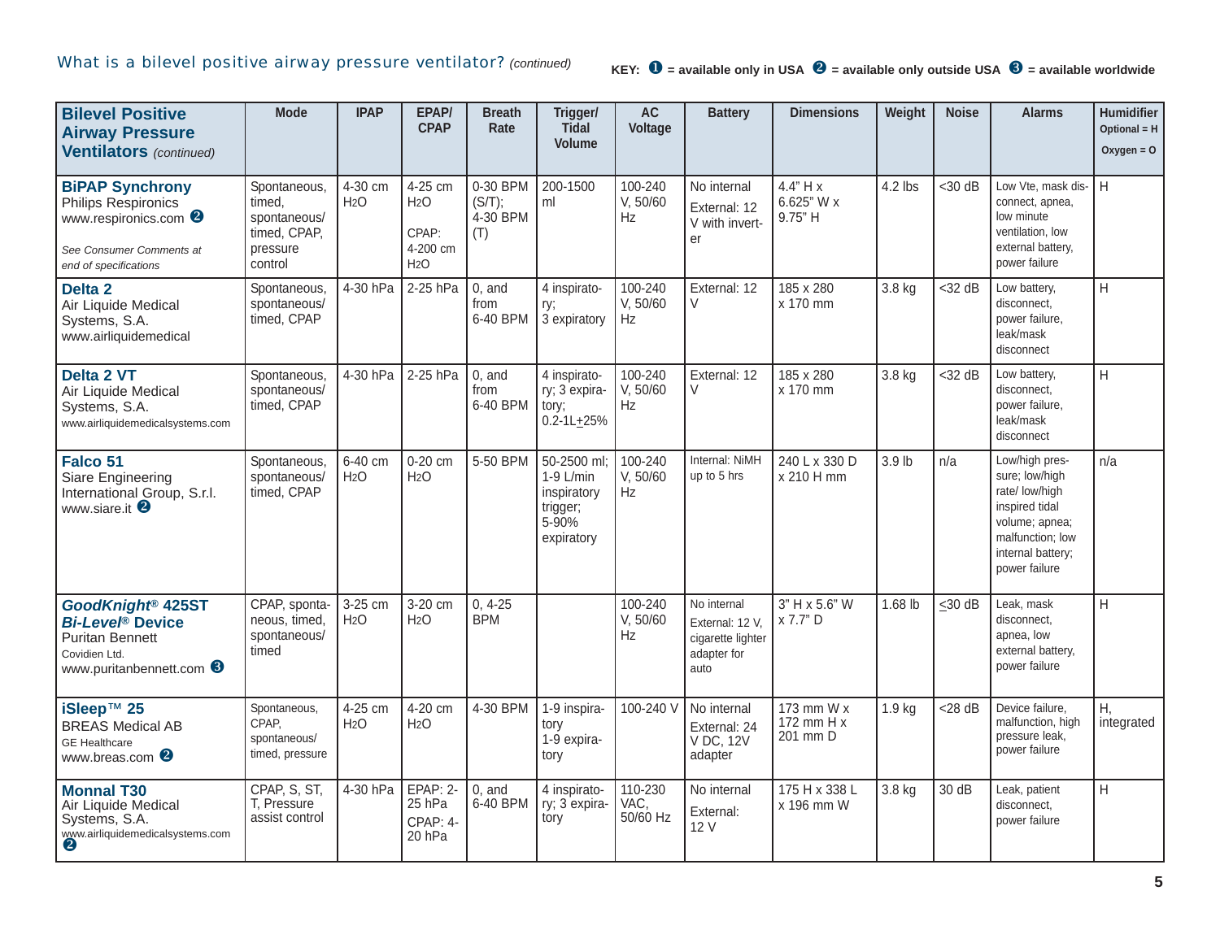## What is a bilevel positive airway pressure ventilator? *(continued)*

**KEY:** ❶ = available only in USA ❷ = available only outside USA ❸ = available worldwide

| **Bilevel Positive Airway Pressure Ventilators** *(continued)* | Mode | IPAP | EPAP/ CPAP | Breath Rate | Trigger/ Tidal Volume | AC Voltage | Battery | Dimensions | Weight | Noise | Alarms | Humidifier Optional = H Oxygen = O |
|---|---|---|---|---|---|---|---|---|---|---|---|---|
| **BiPAP Synchrony** Philips Respironics www.respironics.com ❷ *See Consumer Comments at end of specifications* | Spontaneous, timed, spontaneous/ timed, CPAP, pressure control | 4-30 cm $H_2O$ | 4-25 cm $H_2O$ CPAP: 4-200 cm $H_2O$ | 0-30 BPM (S/T); 4-30 BPM (T) | 200-1500 ml | 100-240 V, 50/60 Hz | No internal External: 12 V with inverter | 4.4" H x 6.625" W x 9.75" H | 4.2 lbs | <30 dB | Low Vte, mask disconnect, apnea, low minute ventilation, low external battery, power failure | H |
| **Delta 2** Air Liquide Medical Systems, S.A. www.airliquidemedical | Spontaneous, spontaneous/ timed, CPAP | 4-30 hPa | 2-25 hPa | 0, and from 6-40 BPM | 4 inspiratory; 3 expiratory | 100-240 V, 50/60 Hz | External: 12 V | 185 x 280 x 170 mm | 3.8 kg | <32 dB | Low battery, disconnect, power failure, leak/mask disconnect | H |
| **Delta 2 VT** Air Liquide Medical Systems, S.A. www.airliquidemedicalsystems.com | Spontaneous, spontaneous/ timed, CPAP | 4-30 hPa | 2-25 hPa | 0, and from 6-40 BPM | 4 inspiratory; 3 expiratory; 0.2-1L±25% | 100-240 V, 50/60 Hz | External: 12 V | 185 x 280 x 170 mm | 3.8 kg | <32 dB | Low battery, disconnect, power failure, leak/mask disconnect | H |
| **Falco 51** Siare Engineering International Group, S.r.l. www.siare.it ❷ | Spontaneous, spontaneous/ timed, CPAP | 6-40 cm $H_2O$ | 0-20 cm $H_2O$ | 5-50 BPM | 50-2500 ml; 1-9 L/min inspiratory trigger; 5-90% expiratory | 100-240 V, 50/60 Hz | Internal: NiMH up to 5 hrs | 240 L x 330 D x 210 H mm | 3.9 lb | n/a | Low/high pressure; low/high rate/ low/high inspired tidal volume; apnea; malfunction; low internal battery; power failure | n/a |
| ***GoodKnight®* 425ST *Bi-Level®* Device** Puritan Bennett Covidien Ltd. www.puritanbennett.com ❸ | CPAP, spontaneous, timed, spontaneous/ timed | 3-25 cm $H_2O$ | 3-20 cm $H_2O$ | 0, 4-25 BPM | | 100-240 V, 50/60 Hz | No internal External: 12 V, cigarette lighter adapter for auto | 3" H x 5.6" W x 7.7" D | 1.68 lb | ≤30 dB | Leak, mask disconnect, apnea, low external battery, power failure | H |
| **iSleep™ 25** BREAS Medical AB GE Healthcare www.breas.com ❷ | Spontaneous, CPAP, spontaneous/ timed, pressure | 4-25 cm $H_2O$ | 4-20 cm $H_2O$ | 4-30 BPM | 1-9 inspiratory 1-9 expiratory | 100-240 V | No internal External: 24 V DC, 12V adapter | 173 mm W x 172 mm H x 201 mm D | 1.9 kg | <28 dB | Device failure, malfunction, high pressure leak, power failure | H, integrated |
| **Monnal T30** Air Liquide Medical Systems, S.A. www.airliquidemedicalsystems.com ❷ | CPAP, S, ST, T, Pressure assist control | 4-30 hPa | EPAP: 2-25 hPa CPAP: 4-20 hPa | 0, and 6-40 BPM | 4 inspiratory; 3 expiratory | 110-230 VAC, 50/60 Hz | No internal External: 12 V | 175 H x 338 L x 196 mm W | 3.8 kg | 30 dB | Leak, patient disconnect, power failure | H |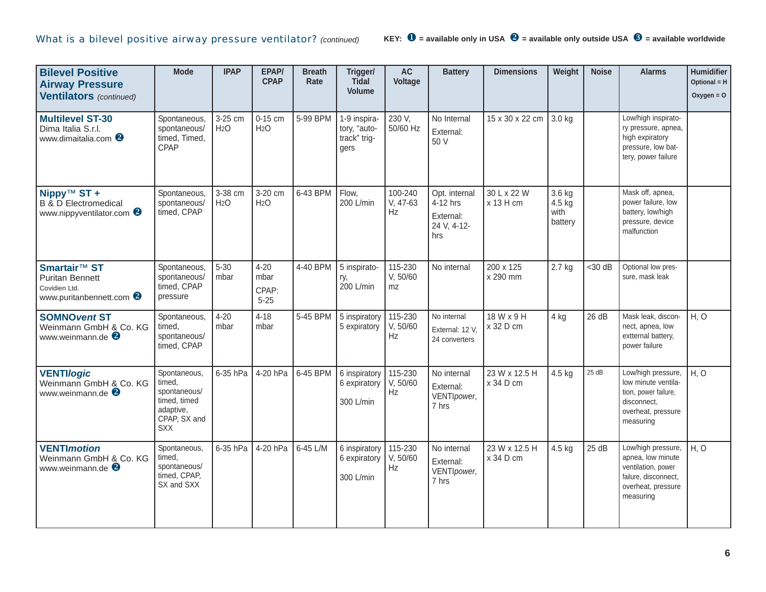What is a bilevel positive airway pressure ventilator? *(continued)*

KEY: ❶ = available only in USA ❷ = available only outside USA ❸ = available worldwide

| **Bilevel Positive Airway Pressure Ventilators** *(continued)* | Mode | IPAP | EPAP/ CPAP | Breath Rate | Trigger/ Tidal Volume | AC Voltage | Battery | Dimensions | Weight | Noise | Alarms | Humidifier Optional = H Oxygen = O |
|---|---|---|---|---|---|---|---|---|---|---|---|---|
| **Multilevel ST-30** Dima Italia S.r.l. www.dimaitalia.com ❷ | Spontaneous, spontaneous/ timed, Timed, CPAP | 3-25 cm $H_2O$ | 0-15 cm $H_2O$ | 5-99 BPM | 1-9 inspiratory, "auto-track" triggers | 230 V, 50/60 Hz | No Internal External: 50 V | 15 x 30 x 22 cm | 3.0 kg | | Low/high inspiratory pressure, apnea, high expiratory pressure, low battery, power failure | |
| **Nippy™ ST +** B & D Electromedical www.nippyventilator.com ❷ | Spontaneous, spontaneous/ timed, CPAP | 3-38 cm $H_2O$ | 3-20 cm $H_2O$ | 6-43 BPM | Flow, 200 L/min | 100-240 V, 47-63 Hz | Opt. internal 4-12 hrs External: 24 V, 4-12-hrs | 30 L x 22 W x 13 H cm | 3.6 kg 4.5 kg with battery | | Mask off, apnea, power failure, low battery, low/high pressure, device malfunction | |
| **Smartair™ ST** Puritan Bennett Covidien Ltd. www.puritanbennett.com ❷ | Spontaneous, spontaneous/ timed, CPAP pressure | 5-30 mbar | 4-20 mbar CPAP: 5-25 | 4-40 BPM | 5 inspiratory, 200 L/min | 115-230 V, 50/60 mz | No internal | 200 x 125 x 290 mm | 2.7 kg | <30 dB | Optional low pressure, mask leak | |
| **SOMNO*vent* ST** Weinmann GmbH & Co. KG www.weinmann.de ❷ | Spontaneous, timed, spontaneous/ timed, CPAP | 4-20 mbar | 4-18 mbar | 5-45 BPM | 5 inspiratory 5 expiratory | 115-230 V, 50/60 Hz | No internal External: 12 V, 24 converters | 18 W x 9 H x 32 D cm | 4 kg | 26 dB | Mask leak, disconnect, apnea, low extternal battery, power failure | H, O |
| **VENTI*logic*** Weinmann GmbH & Co. KG www.weinmann.de ❷ | Spontaneous, timed, spontaneous/ timed, timed adaptive, CPAP, SX and SXX | 6-35 hPa | 4-20 hPa | 6-45 BPM | 6 inspiratory 6 expiratory 300 L/min | 115-230 V, 50/60 Hz | No internal External: VENTI*power*, 7 hrs | 23 W x 12.5 H x 34 D cm | 4.5 kg | 25 dB | Low/high pressure, low minute ventilation, power failure, disconnect, overheat, pressure measuring | H, O |
| **VENTI*motion*** Weinmann GmbH & Co. KG www.weinmann.de ❷ | Spontaneous, timed, spontaneous/ timed, CPAP, SX and SXX | 6-35 hPa | 4-20 hPa | 6-45 L/M | 6 inspiratory 6 expiratory 300 L/min | 115-230 V, 50/60 Hz | No internal External: VENTI*power*, 7 hrs | 23 W x 12.5 H x 34 D cm | 4.5 kg | 25 dB | Low/high pressure, apnea, low minute ventilation, power failure, disconnect, overheat, pressure measuring | H, O |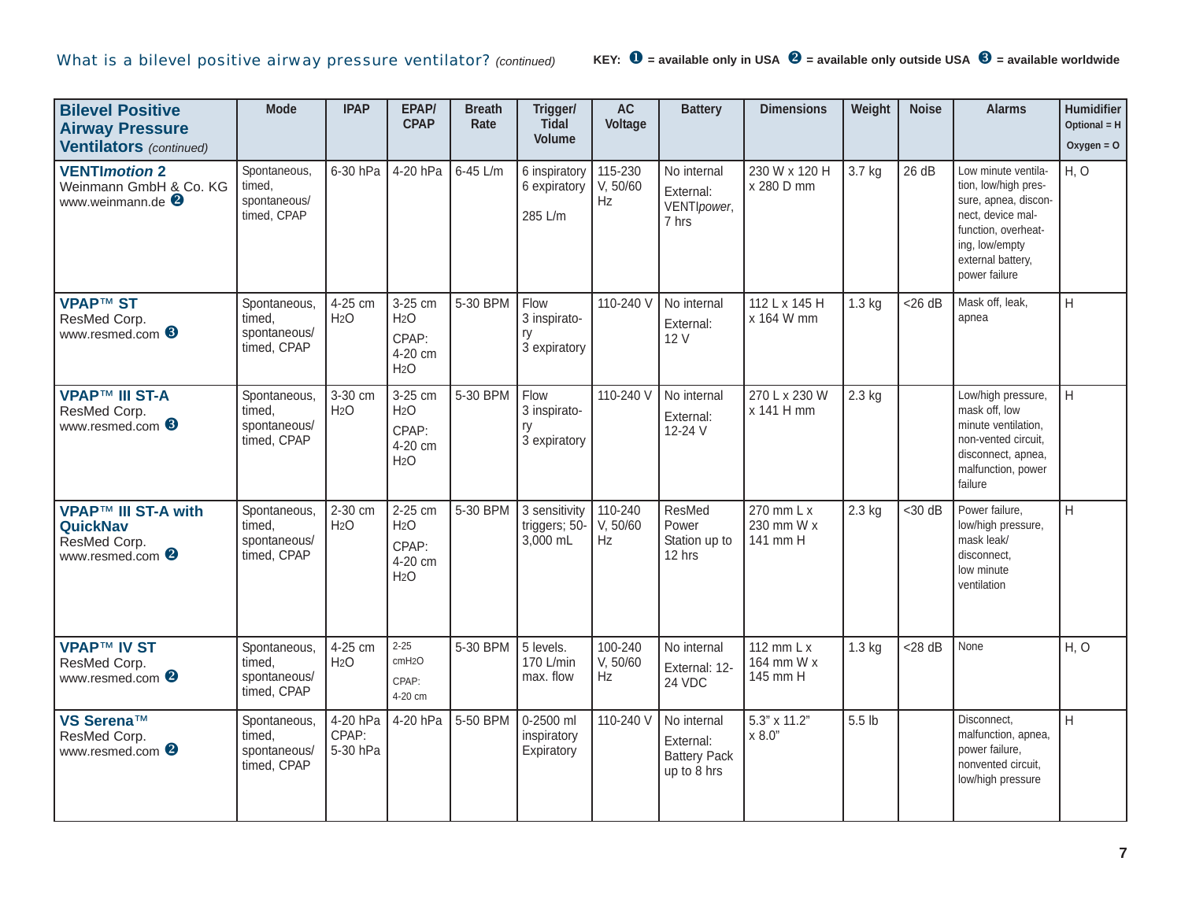## What is a bilevel positive airway pressure ventilator? *(continued)*

**KEY:** ❶ = available only in USA ❷ = available only outside USA ❸ = available worldwide

| **Bilevel Positive Airway Pressure Ventilators** *(continued)* | Mode | IPAP | EPAP/ CPAP | Breath Rate | Trigger/ Tidal Volume | AC Voltage | Battery | Dimensions | Weight | Noise | Alarms | Humidifier Optional = H Oxygen = O |
|---|---|---|---|---|---|---|---|---|---|---|---|---|
| **VENTI*motion* 2** Weinmann GmbH & Co. KG www.weinmann.de ❷ | Spontaneous, timed, spontaneous/ timed, CPAP | 6-30 hPa | 4-20 hPa | 6-45 L/m | 6 inspiratory 6 expiratory 285 L/m | 115-230 V, 50/60 Hz | No internal External: VENTI*power*, 7 hrs | 230 W x 120 H x 280 D mm | 3.7 kg | 26 dB | Low minute ventilation, low/high pressure, apnea, disconnect, device malfunction, overheating, low/empty external battery, power failure | H, O |
| **VPAP™ ST** ResMed Corp. www.resmed.com ❸ | Spontaneous, timed, spontaneous/ timed, CPAP | 4-25 cm $H_2O$ | 3-25 cm $H_2O$ CPAP: 4-20 cm $H_2O$ | 5-30 BPM | Flow 3 inspiratory 3 expiratory | 110-240 V | No internal External: 12 V | 112 L x 145 H x 164 W mm | 1.3 kg | <26 dB | Mask off, leak, apnea | H |
| **VPAP™ III ST-A** ResMed Corp. www.resmed.com ❸ | Spontaneous, timed, spontaneous/ timed, CPAP | 3-30 cm $H_2O$ | 3-25 cm $H_2O$ CPAP: 4-20 cm $H_2O$ | 5-30 BPM | Flow 3 inspiratory 3 expiratory | 110-240 V | No internal External: 12-24 V | 270 L x 230 W x 141 H mm | 2.3 kg | | Low/high pressure, mask off, low minute ventilation, non-vented circuit, disconnect, apnea, malfunction, power failure | H |
| **VPAP™ III ST-A with QuickNav** ResMed Corp. www.resmed.com ❷ | Spontaneous, timed, spontaneous/ timed, CPAP | 2-30 cm $H_2O$ | 2-25 cm $H_2O$ CPAP: 4-20 cm $H_2O$ | 5-30 BPM | 3 sensitivity triggers; 50-3,000 mL | 110-240 V, 50/60 Hz | ResMed Power Station up to 12 hrs | 270 mm L x 230 mm W x 141 mm H | 2.3 kg | <30 dB | Power failure, low/high pressure, mask leak/ disconnect, low minute ventilation | H |
| **VPAP™ IV ST** ResMed Corp. www.resmed.com ❷ | Spontaneous, timed, spontaneous/ timed, CPAP | 4-25 cm $H_2O$ | 2-25 cm$H_2O$ CPAP: 4-20 cm | 5-30 BPM | 5 levels. 170 L/min max. flow | 100-240 V, 50/60 Hz | No internal External: 12-24 VDC | 112 mm L x 164 mm W x 145 mm H | 1.3 kg | <28 dB | None | H, O |
| **VS Serena™** ResMed Corp. www.resmed.com ❷ | Spontaneous, timed, spontaneous/ timed, CPAP | 4-20 hPa CPAP: 5-30 hPa | 4-20 hPa | 5-50 BPM | 0-2500 ml inspiratory Expiratory | 110-240 V | No internal External: Battery Pack up to 8 hrs | 5.3" x 11.2" x 8.0" | 5.5 lb | | Disconnect, malfunction, apnea, power failure, nonvented circuit, low/high pressure | H |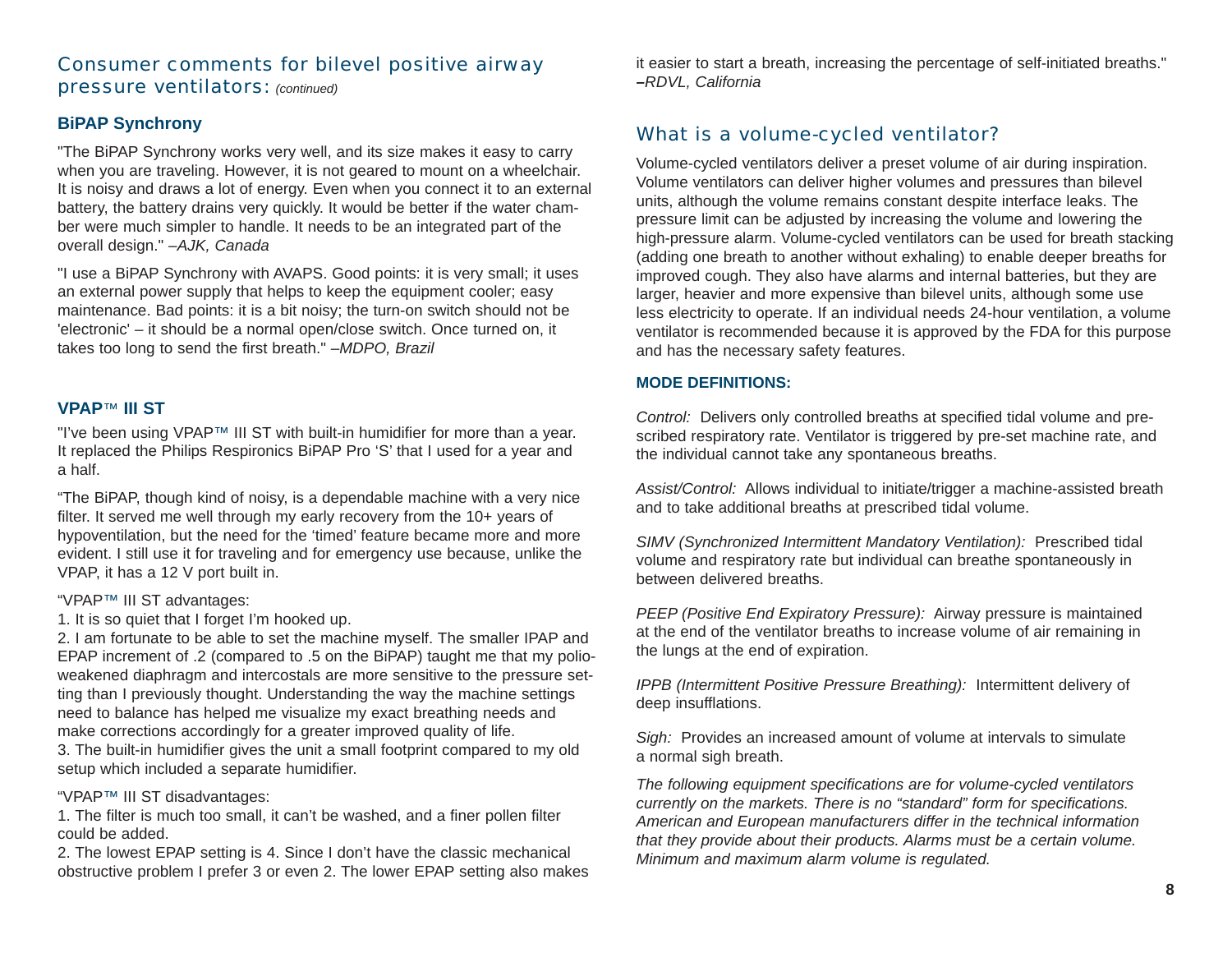## Consumer comments for bilevel positive airway pressure ventilators: *(continued)*

### BiPAP Synchrony

"The BiPAP Synchrony works very well, and its size makes it easy to carry when you are traveling. However, it is not geared to mount on a wheelchair. It is noisy and draws a lot of energy. Even when you connect it to an external battery, the battery drains very quickly. It would be better if the water chamber were much simpler to handle. It needs to be an integrated part of the overall design." *–AJK, Canada*

"I use a BiPAP Synchrony with AVAPS. Good points: it is very small; it uses an external power supply that helps to keep the equipment cooler; easy maintenance. Bad points: it is a bit noisy; the turn-on switch should not be 'electronic' – it should be a normal open/close switch. Once turned on, it takes too long to send the first breath." *–MDPO, Brazil*

### VPAP™ III ST

"I've been using VPAP™ III ST with built-in humidifier for more than a year. It replaced the Philips Respironics BiPAP Pro 'S' that I used for a year and a half.

"The BiPAP, though kind of noisy, is a dependable machine with a very nice filter. It served me well through my early recovery from the 10+ years of hypoventilation, but the need for the 'timed' feature became more and more evident. I still use it for traveling and for emergency use because, unlike the VPAP, it has a 12 V port built in.

"VPAP™ III ST advantages:

1. It is so quiet that I forget I'm hooked up.
2. I am fortunate to be able to set the machine myself. The smaller IPAP and EPAP increment of .2 (compared to .5 on the BiPAP) taught me that my polio-weakened diaphragm and intercostals are more sensitive to the pressure setting than I previously thought. Understanding the way the machine settings need to balance has helped me visualize my exact breathing needs and make corrections accordingly for a greater improved quality of life.
3. The built-in humidifier gives the unit a small footprint compared to my old setup which included a separate humidifier.

"VPAP™ III ST disadvantages:

1. The filter is much too small, it can't be washed, and a finer pollen filter could be added.
2. The lowest EPAP setting is 4. Since I don't have the classic mechanical obstructive problem I prefer 3 or even 2. The lower EPAP setting also makes it easier to start a breath, increasing the percentage of self-initiated breaths." *–RDVL, California*

## What is a volume-cycled ventilator?

Volume-cycled ventilators deliver a preset volume of air during inspiration. Volume ventilators can deliver higher volumes and pressures than bilevel units, although the volume remains constant despite interface leaks. The pressure limit can be adjusted by increasing the volume and lowering the high-pressure alarm. Volume-cycled ventilators can be used for breath stacking (adding one breath to another without exhaling) to enable deeper breaths for improved cough. They also have alarms and internal batteries, but they are larger, heavier and more expensive than bilevel units, although some use less electricity to operate. If an individual needs 24-hour ventilation, a volume ventilator is recommended because it is approved by the FDA for this purpose and has the necessary safety features.

### MODE DEFINITIONS:

*Control:* Delivers only controlled breaths at specified tidal volume and prescribed respiratory rate. Ventilator is triggered by pre-set machine rate, and the individual cannot take any spontaneous breaths.

*Assist/Control:* Allows individual to initiate/trigger a machine-assisted breath and to take additional breaths at prescribed tidal volume.

*SIMV (Synchronized Intermittent Mandatory Ventilation):* Prescribed tidal volume and respiratory rate but individual can breathe spontaneously in between delivered breaths.

*PEEP (Positive End Expiratory Pressure):* Airway pressure is maintained at the end of the ventilator breaths to increase volume of air remaining in the lungs at the end of expiration.

*IPPB (Intermittent Positive Pressure Breathing):* Intermittent delivery of deep insufflations.

*Sigh:* Provides an increased amount of volume at intervals to simulate a normal sigh breath.

*The following equipment specifications are for volume-cycled ventilators currently on the markets. There is no "standard" form for specifications. American and European manufacturers differ in the technical information that they provide about their products. Alarms must be a certain volume. Minimum and maximum alarm volume is regulated.*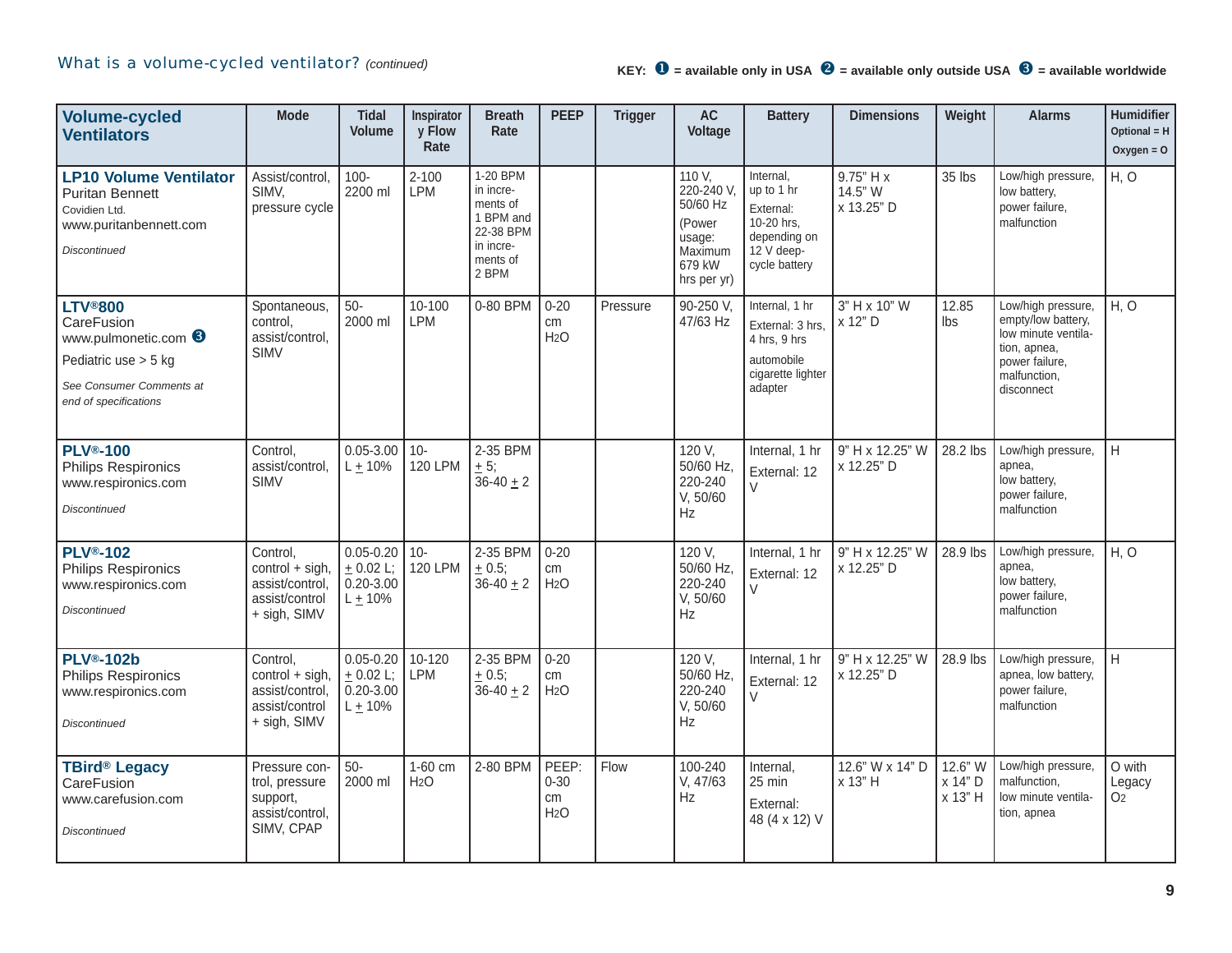## What is a volume-cycled ventilator? *(continued)*

**KEY: ❶ = available only in USA ❷ = available only outside USA ❸ = available worldwide**

| Volume-cycled Ventilators | Mode | Tidal Volume | Inspiratory Flow Rate | Breath Rate | PEEP | Trigger | AC Voltage | Battery | Dimensions | Weight | Alarms | Humidifier Optional = H Oxygen = O |
|---|---|---|---|---|---|---|---|---|---|---|---|---|
| **LP10 Volume Ventilator** Puritan Bennett Covidien Ltd. www.puritanbennett.com *Discontinued* | Assist/control, SIMV, pressure cycle | 100-2200 ml | 2-100 LPM | 1-20 BPM in increments of 1 BPM and 22-38 BPM in increments of 2 BPM | | | 110 V, 220-240 V, 50/60 Hz (Power usage: Maximum 679 kW hrs per yr) | Internal, up to 1 hr External: 10-20 hrs, depending on 12 V deep-cycle battery | 9.75" H x 14.5" W x 13.25" D | 35 lbs | Low/high pressure, low battery, power failure, malfunction | H, O |
| **LTV®800** CareFusion www.pulmonetic.com ❸ Pediatric use > 5 kg *See Consumer Comments at end of specifications* | Spontaneous, control, assist/control, SIMV | 50-2000 ml | 10-100 LPM | 0-80 BPM | 0-20 cm $H_2O$ | Pressure | 90-250 V, 47/63 Hz | Internal, 1 hr External: 3 hrs, 4 hrs, 9 hrs automobile cigarette lighter adapter | 3" H x 10" W x 12" D | 12.85 lbs | Low/high pressure, empty/low battery, low minute ventilation, apnea, power failure, malfunction, disconnect | H, O |
| **PLV®-100** Philips Respironics www.respironics.com *Discontinued* | Control, assist/control, SIMV | 0.05-3.00 L ± 10% | 10-120 LPM | 2-35 BPM ± 5; 36-40 ± 2 | | | 120 V, 50/60 Hz, 220-240 V, 50/60 Hz | Internal, 1 hr External: 12 V | 9" H x 12.25" W x 12.25" D | 28.2 lbs | Low/high pressure, apnea, low battery, power failure, malfunction | H |
| **PLV®-102** Philips Respironics www.respironics.com *Discontinued* | Control, control + sigh, assist/control, assist/control + sigh, SIMV | 0.05-0.20 ± 0.02 L; 0.20-3.00 L ± 10% | 10-120 LPM | 2-35 BPM ± 0.5; 36-40 ± 2 | 0-20 cm $H_2O$ | | 120 V, 50/60 Hz, 220-240 V, 50/60 Hz | Internal, 1 hr External: 12 V | 9" H x 12.25" W x 12.25" D | 28.9 lbs | Low/high pressure, apnea, low battery, power failure, malfunction | H, O |
| **PLV®-102b** Philips Respironics www.respironics.com *Discontinued* | Control, control + sigh, assist/control, assist/control + sigh, SIMV | 0.05-0.20 ± 0.02 L; 0.20-3.00 L ± 10% | 10-120 LPM | 2-35 BPM ± 0.5; 36-40 ± 2 | 0-20 cm $H_2O$ | | 120 V, 50/60 Hz, 220-240 V, 50/60 Hz | Internal, 1 hr External: 12 V | 9" H x 12.25" W x 12.25" D | 28.9 lbs | Low/high pressure, apnea, low battery, power failure, malfunction | H |
| **TBird® Legacy** CareFusion www.carefusion.com *Discontinued* | Pressure control, pressure support, assist/control, SIMV, CPAP | 50-2000 ml | 1-60 cm $H_2O$ | 2-80 BPM | PEEP: 0-30 cm $H_2O$ | Flow | 100-240 V, 47/63 Hz | Internal, 25 min External: 48 (4 x 12) V | 12.6" W x 14" D x 13" H | 12.6" W x 14" D x 13" H | Low/high pressure, malfunction, low minute ventilation, apnea | O with Legacy $O_2$ |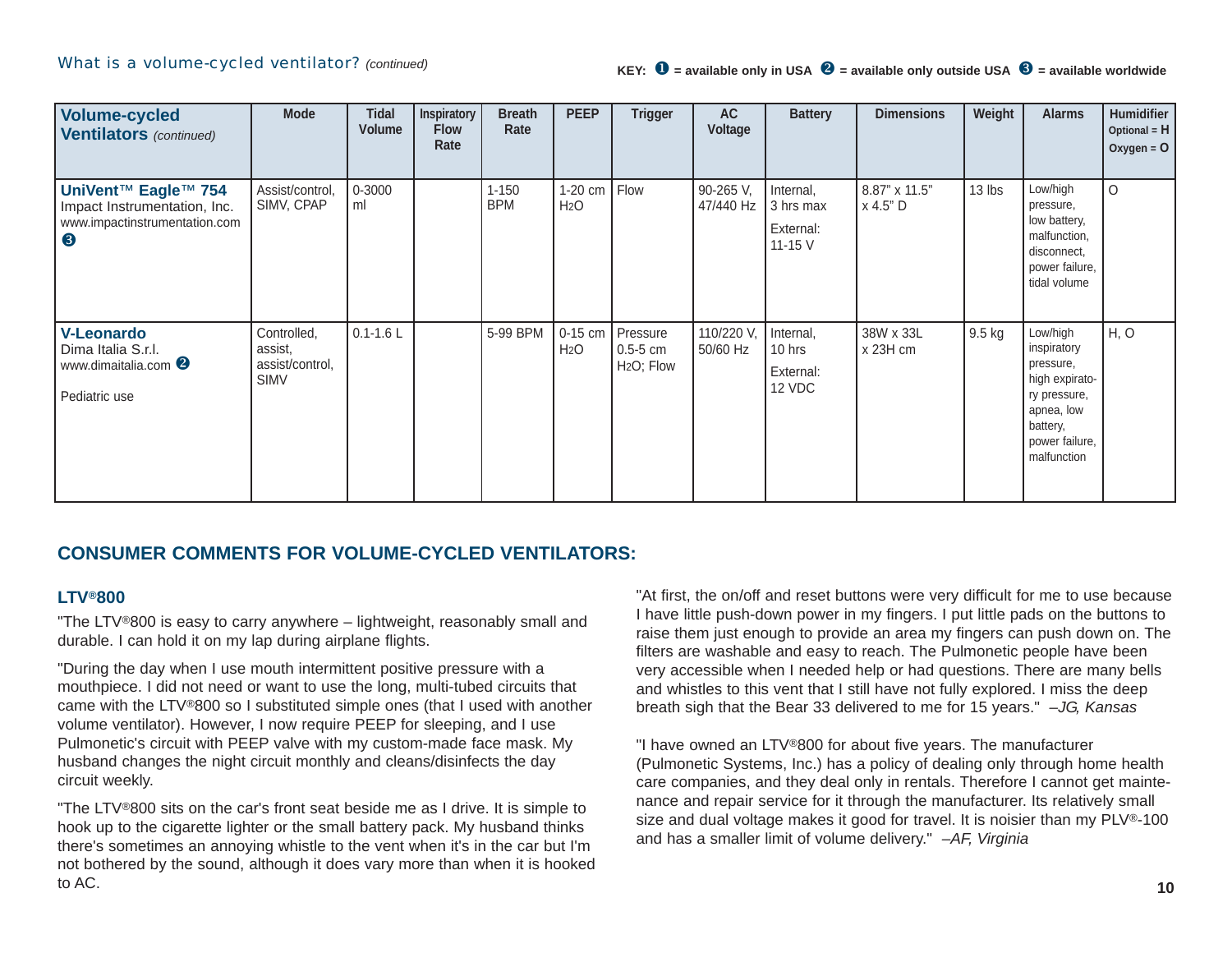What is a volume-cycled ventilator? *(continued)*

KEY: ❶ = available only in USA ❷ = available only outside USA ❸ = available worldwide

| Volume-cycled Ventilators *(continued)* | Mode | Tidal Volume | Inspiratory Flow Rate | Breath Rate | PEEP | Trigger | AC Voltage | Battery | Dimensions | Weight | Alarms | Humidifier Optional = H Oxygen = O |
|---|---|---|---|---|---|---|---|---|---|---|---|---|
| **UniVent™ Eagle™ 754** Impact Instrumentation, Inc. www.impactinstrumentation.com ❸ | Assist/control, SIMV, CPAP | 0-3000 ml | | 1-150 BPM | 1-20 cm $H_2O$ | Flow | 90-265 V, 47/440 Hz | Internal, 3 hrs max External: 11-15 V | 8.87" x 11.5" x 4.5" D | 13 lbs | Low/high pressure, low battery, malfunction, disconnect, power failure, tidal volume | O |
| **V-Leonardo** Dima Italia S.r.l. www.dimaitalia.com ❷ Pediatric use | Controlled, assist, assist/control, SIMV | 0.1-1.6 L | | 5-99 BPM | 0-15 cm $H_2O$ | Pressure 0.5-5 cm $H_2O$; Flow | 110/220 V, 50/60 Hz | Internal, 10 hrs External: 12 VDC | 38W x 33L x 23H cm | 9.5 kg | Low/high inspiratory pressure, high expiratory pressure, apnea, low battery, power failure, malfunction | H, O |

## CONSUMER COMMENTS FOR VOLUME-CYCLED VENTILATORS:

### LTV®800

"The LTV®800 is easy to carry anywhere – lightweight, reasonably small and durable. I can hold it on my lap during airplane flights.

"During the day when I use mouth intermittent positive pressure with a mouthpiece. I did not need or want to use the long, multi-tubed circuits that came with the LTV®800 so I substituted simple ones (that I used with another volume ventilator). However, I now require PEEP for sleeping, and I use Pulmonetic's circuit with PEEP valve with my custom-made face mask. My husband changes the night circuit monthly and cleans/disinfects the day circuit weekly.

"The LTV®800 sits on the car's front seat beside me as I drive. It is simple to hook up to the cigarette lighter or the small battery pack. My husband thinks there's sometimes an annoying whistle to the vent when it's in the car but I'm not bothered by the sound, although it does vary more than when it is hooked to AC.

"At first, the on/off and reset buttons were very difficult for me to use because I have little push-down power in my fingers. I put little pads on the buttons to raise them just enough to provide an area my fingers can push down on. The filters are washable and easy to reach. The Pulmonetic people have been very accessible when I needed help or had questions. There are many bells and whistles to this vent that I still have not fully explored. I miss the deep breath sigh that the Bear 33 delivered to me for 15 years." *–JG, Kansas*

"I have owned an LTV®800 for about five years. The manufacturer (Pulmonetic Systems, Inc.) has a policy of dealing only through home health care companies, and they deal only in rentals. Therefore I cannot get maintenance and repair service for it through the manufacturer. Its relatively small size and dual voltage makes it good for travel. It is noisier than my PLV®-100 and has a smaller limit of volume delivery." *–AF, Virginia*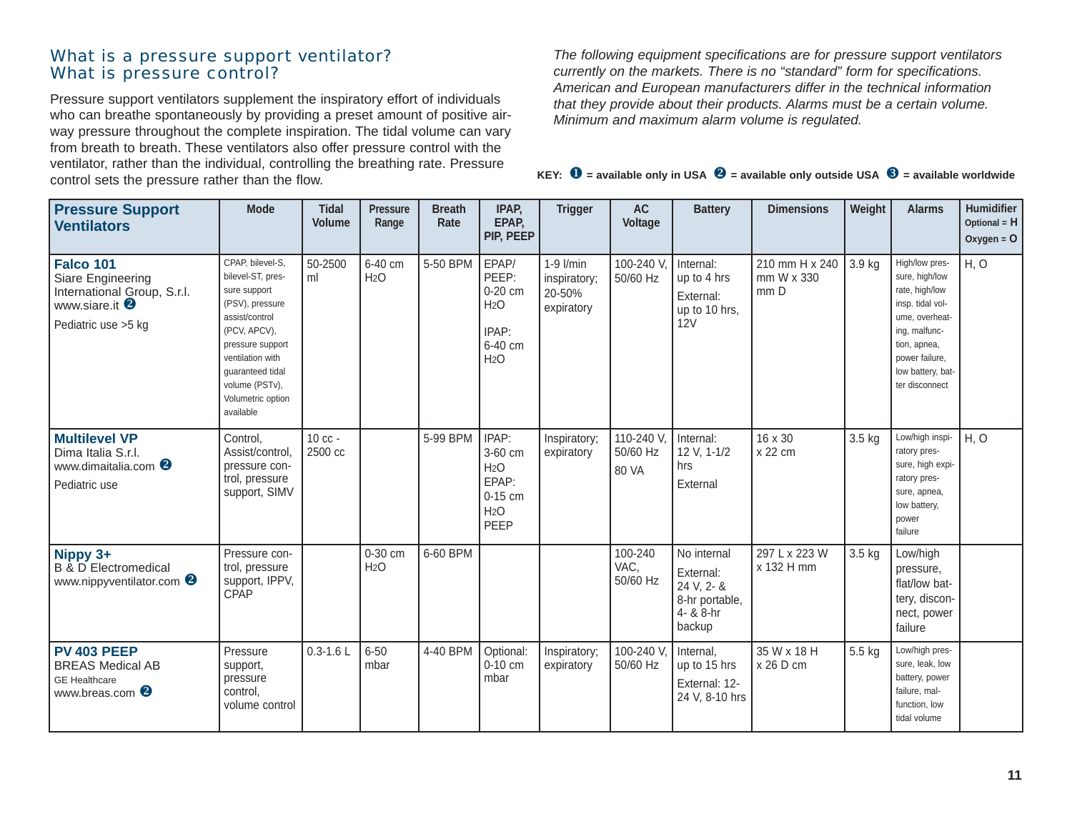## What is a pressure support ventilator? What is pressure control?

Pressure support ventilators supplement the inspiratory effort of individuals who can breathe spontaneously by providing a preset amount of positive airway pressure throughout the complete inspiration. The tidal volume can vary from breath to breath. These ventilators also offer pressure control with the ventilator, rather than the individual, controlling the breathing rate. Pressure control sets the pressure rather than the flow.

*The following equipment specifications are for pressure support ventilators currently on the markets. There is no "standard" form for specifications. American and European manufacturers differ in the technical information that they provide about their products. Alarms must be a certain volume. Minimum and maximum alarm volume is regulated.*

**KEY: ❶ = available only in USA ❷ = available only outside USA ❸ = available worldwide**

| Pressure Support Ventilators | Mode | Tidal Volume | Pressure Range | Breath Rate | IPAP, EPAP, PIP, PEEP | Trigger | AC Voltage | Battery | Dimensions | Weight | Alarms | Humidifier Optional = H Oxygen = O |
|---|---|---|---|---|---|---|---|---|---|---|---|---|
| **Falco 101** Siare Engineering International Group, S.r.l. www.siare.it ❷ Pediatric use >5 kg | CPAP, bilevel-S, bilevel-ST, pressure support (PSV), pressure assist/control (PCV, APCV), pressure support ventilation with guaranteed tidal volume (PSTv), Volumetric option available | 50-2500 ml | 6-40 cm $H_2O$ | 5-50 BPM | EPAP/ PEEP: 0-20 cm $H_2O$ IPAP: 6-40 cm $H_2O$ | 1-9 l/min inspiratory; 20-50% expiratory | 100-240 V, 50/60 Hz | Internal: up to 4 hrs External: up to 10 hrs, 12V | 210 mm H x 240 mm W x 330 mm D | 3.9 kg | High/low pressure, high/low rate, high/low insp. tidal volume, overheating, malfunction, apnea, power failure, low battery, batter disconnect | H, O |
| **Multilevel VP** Dima Italia S.r.l. www.dimaitalia.com ❷ Pediatric use | Control, Assist/control, pressure control, pressure support, SIMV | 10 cc - 2500 cc | | 5-99 BPM | IPAP: 3-60 cm $H_2O$ EPAP: 0-15 cm $H_2O$ PEEP | Inspiratory; expiratory | 110-240 V, 50/60 Hz 80 VA | Internal: 12 V, 1-1/2 hrs External | 16 x 30 x 22 cm | 3.5 kg | Low/high inspiratory pressure, high expiratory pressure, apnea, low battery, power failure | H, O |
| **Nippy 3+** B & D Electromedical www.nippyventilator.com ❷ | Pressure control, pressure support, IPPV, CPAP | | 0-30 cm $H_2O$ | 6-60 BPM | | | 100-240 VAC, 50/60 Hz | No internal External: 24 V, 2- & 8-hr portable, 4- & 8-hr backup | 297 L x 223 W x 132 H mm | 3.5 kg | Low/high pressure, flat/low battery, disconnect, power failure | |
| **PV 403 PEEP** BREAS Medical AB GE Healthcare www.breas.com ❷ | Pressure support, pressure control, volume control | 0.3-1.6 L | 6-50 mbar | 4-40 BPM | Optional: 0-10 cm mbar | Inspiratory; expiratory | 100-240 V, 50/60 Hz | Internal, up to 15 hrs External: 12-24 V, 8-10 hrs | 35 W x 18 H x 26 D cm | 5.5 kg | Low/high pressure, leak, low battery, power failure, malfunction, low tidal volume | |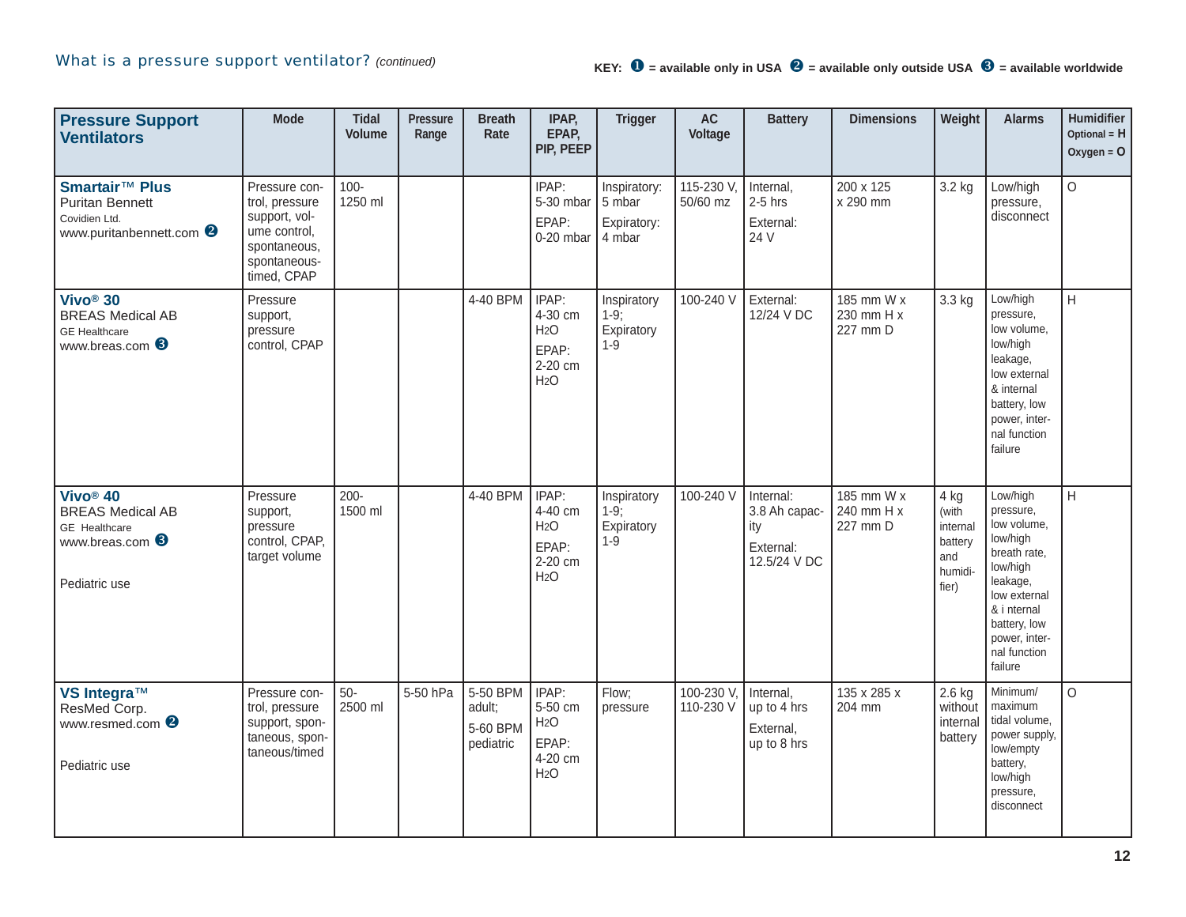What is a pressure support ventilator? *(continued)*

KEY: ❶ = available only in USA ❷ = available only outside USA ❸ = available worldwide

| Pressure Support Ventilators | Mode | Tidal Volume | Pressure Range | Breath Rate | IPAP, EPAP, PIP, PEEP | Trigger | AC Voltage | Battery | Dimensions | Weight | Alarms | Humidifier Optional = H Oxygen = O |
|---|---|---|---|---|---|---|---|---|---|---|---|---|
| **Smartair™ Plus** Puritan Bennett Covidien Ltd. www.puritanbennett.com ❷ | Pressure control, pressure support, volume control, spontaneous, spontaneous-timed, CPAP | 100-1250 ml | | | IPAP: 5-30 mbar EPAP: 0-20 mbar | Inspiratory: 5 mbar Expiratory: 4 mbar | 115-230 V, 50/60 mz | Internal, 2-5 hrs External: 24 V | 200 x 125 x 290 mm | 3.2 kg | Low/high pressure, disconnect | O |
| **Vivo® 30** BREAS Medical AB GE Healthcare www.breas.com ❸ | Pressure support, pressure control, CPAP | | | 4-40 BPM | IPAP: 4-30 cm $H_2O$ EPAP: 2-20 cm $H_2O$ | Inspiratory 1-9; Expiratory 1-9 | 100-240 V | External: 12/24 V DC | 185 mm W x 230 mm H x 227 mm D | 3.3 kg | Low/high pressure, low volume, low/high leakage, low external & internal battery, low power, internal function failure | H |
| **Vivo® 40** BREAS Medical AB GE Healthcare www.breas.com ❸ Pediatric use | Pressure support, pressure control, CPAP, target volume | 200-1500 ml | | 4-40 BPM | IPAP: 4-40 cm $H_2O$ EPAP: 2-20 cm $H_2O$ | Inspiratory 1-9; Expiratory 1-9 | 100-240 V | Internal: 3.8 Ah capacity External: 12.5/24 V DC | 185 mm W x 240 mm H x 227 mm D | 4 kg (with internal battery and humidifier) | Low/high pressure, low volume, low/high breath rate, low/high leakage, low external & i nternal battery, low power, internal function failure | H |
| **VS Integra™** ResMed Corp. www.resmed.com ❷ Pediatric use | Pressure control, pressure support, spontaneous, spontaneous/timed | 50-2500 ml | 5-50 hPa | 5-50 BPM adult; 5-60 BPM pediatric | IPAP: 5-50 cm $H_2O$ EPAP: 4-20 cm $H_2O$ | Flow; pressure | 100-230 V, 110-230 V | Internal, up to 4 hrs External, up to 8 hrs | 135 x 285 x 204 mm | 2.6 kg without internal battery | Minimum/maximum tidal volume, power supply, low/empty battery, low/high pressure, disconnect | O |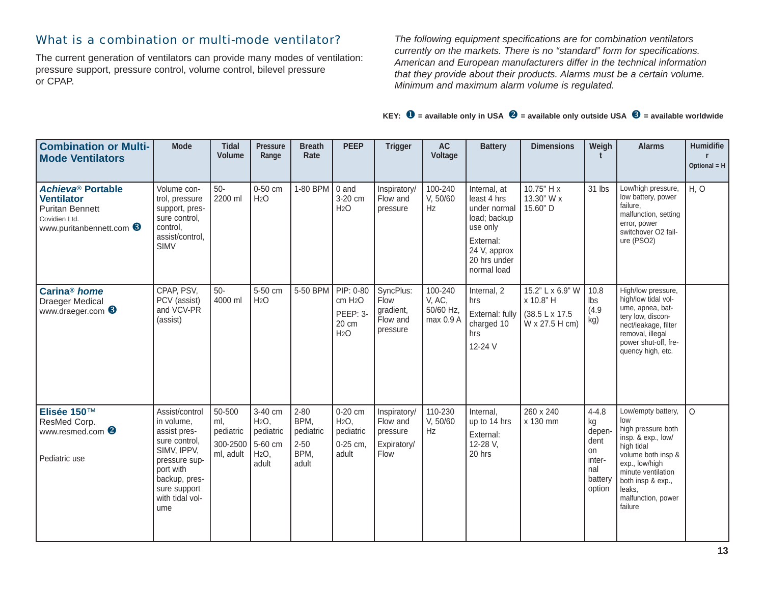## What is a combination or multi-mode ventilator?

The current generation of ventilators can provide many modes of ventilation: pressure support, pressure control, volume control, bilevel pressure or CPAP.

*The following equipment specifications are for combination ventilators currently on the markets. There is no "standard" form for specifications. American and European manufacturers differ in the technical information that they provide about their products. Alarms must be a certain volume. Minimum and maximum alarm volume is regulated.*

**KEY: ❶ = available only in USA ❷ = available only outside USA ❸ = available worldwide**

| Combination or Multi-Mode Ventilators | Mode | Tidal Volume | Pressure Range | Breath Rate | PEEP | Trigger | AC Voltage | Battery | Dimensions | Weight | Alarms | Humidifier Optional = H |
|---|---|---|---|---|---|---|---|---|---|---|---|---|
| ***Achieva®* Portable Ventilator** Puritan Bennett Covidien Ltd. www.puritanbennett.com ❸ | Volume control, pressure support, pressure control, control, assist/control, SIMV | 50-2200 ml | 0-50 cm $H_2O$ | 1-80 BPM | 0 and 3-20 cm $H_2O$ | Inspiratory/ Flow and pressure | 100-240 V, 50/60 Hz | Internal, at least 4 hrs under normal load; backup use only<br>External: 24 V, approx 20 hrs under normal load | 10.75" H x 13.30" W x 15.60" D | 31 lbs | Low/high pressure, low battery, power failure, malfunction, setting error, power switchover O2 failure (PSO2) | H, O |
| **Carina® *home*** Draeger Medical www.draeger.com ❸ | CPAP, PSV, PCV (assist) and VCV-PR (assist) | 50-4000 ml | 5-50 cm $H_2O$ | 5-50 BPM | PIP: 0-80 cm $H_2O$<br>PEEP: 3-20 cm $H_2O$ | SyncPlus: Flow gradient, Flow and pressure | 100-240 V, AC, 50/60 Hz, max 0.9 A | Internal, 2 hrs<br>External: fully charged 10 hrs<br>12-24 V | 15.2" L x 6.9" W x 10.8" H (38.5 L x 17.5 W x 27.5 H cm) | 10.8 lbs (4.9 kg) | High/low pressure, high/low tidal volume, apnea, battery low, disconnect/leakage, filter removal, illegal power shut-off, frequency high, etc. | |
| **Elisée 150™** ResMed Corp. www.resmed.com ❷<br>Pediatric use | Assist/control in volume, assist pressure control, SIMV, IPPV, pressure support with backup, pressure support with tidal volume | 50-500 ml, pediatric<br>300-2500 ml, adult | 3-40 cm $H_2O$, pediatric<br>5-60 cm $H_2O$, adult | 2-80 BPM, pediatric<br>2-50 BPM, adult | 0-20 cm $H_2O$, pediatric<br>0-25 cm, adult | Inspiratory/ Flow and pressure<br>Expiratory/ Flow | 110-230 V, 50/60 Hz | Internal, up to 14 hrs<br>External: 12-28 V, 20 hrs | 260 x 240 x 130 mm | 4-4.8 kg dependent on internal battery option | Low/empty battery, low high pressure both insp. & exp., low/ high tidal volume both insp & exp., low/high minute ventilation both insp & exp., leaks, malfunction, power failure | O |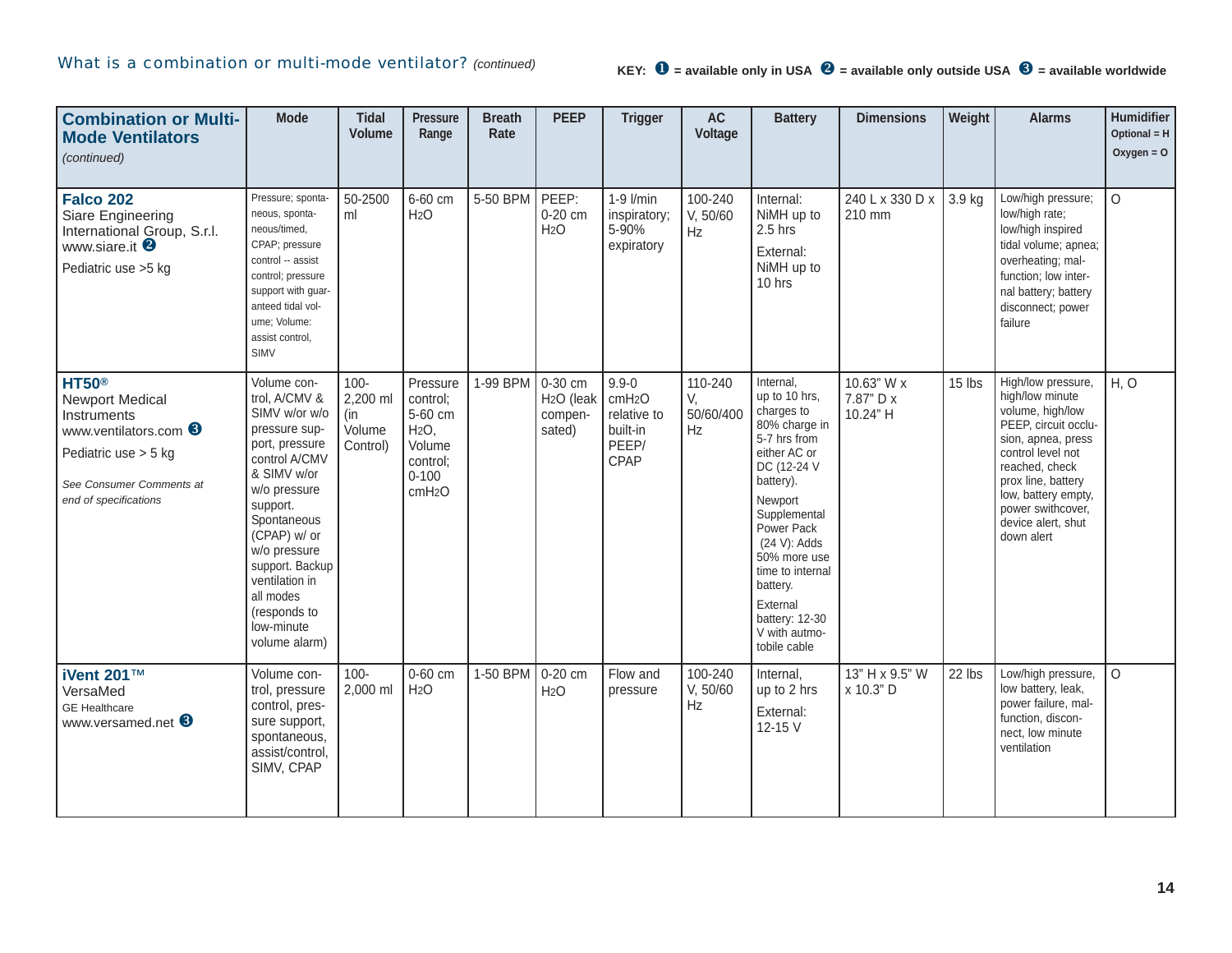## What is a combination or multi-mode ventilator? *(continued)*

**KEY:** ❶ = available only in USA ❷ = available only outside USA ❸ = available worldwide

| **Combination or Multi-Mode Ventilators** *(continued)* | Mode | Tidal Volume | Pressure Range | Breath Rate | PEEP | Trigger | AC Voltage | Battery | Dimensions | Weight | Alarms | Humidifier Optional = H Oxygen = O |
|---|---|---|---|---|---|---|---|---|---|---|---|---|
| **Falco 202** Siare Engineering International Group, S.r.l. www.siare.it ❷ Pediatric use >5 kg | Pressure; spontaneous, spontaneous/timed, CPAP; pressure control -- assist control; pressure support with guaranteed tidal volume; Volume: assist control, SIMV | 50-2500 ml | 6-60 cm $H_2O$ | 5-50 BPM | PEEP: 0-20 cm $H_2O$ | 1-9 l/min inspiratory; 5-90% expiratory | 100-240 V, 50/60 Hz | Internal: NiMH up to 2.5 hrs External: NiMH up to 10 hrs | 240 L x 330 D x 210 mm | 3.9 kg | Low/high pressure; low/high rate; low/high inspired tidal volume; apnea; overheating; malfunction; low internal battery; battery disconnect; power failure | O |
| **HT50®** Newport Medical Instruments www.ventilators.com ❸ Pediatric use > 5 kg *See Consumer Comments at end of specifications* | Volume control, A/CMV & SIMV w/or w/o pressure support, pressure control A/CMV & SIMV w/or w/o pressure support. Spontaneous (CPAP) w/ or w/o pressure support. Backup ventilation in all modes (responds to low-minute volume alarm) | 100-2,200 ml (in Volume Control) | Pressure control; 5-60 cm $H_2O$, Volume control; 0-100 $cmH_2O$ | 1-99 BPM | 0-30 cm $H_2O$ (leak compensated) | 9.9-0 $cmH_2O$ relative to built-in PEEP/ CPAP | 110-240 V, 50/60/400 Hz | Internal, up to 10 hrs, charges to 80% charge in 5-7 hrs from either AC or DC (12-24 V battery). Newport Supplemental Power Pack (24 V): Adds 50% more use time to internal battery. External battery: 12-30 V with autmotobile cable | 10.63" W x 7.87" D x 10.24" H | 15 lbs | High/low pressure, high/low minute volume, high/low PEEP, circuit occlusion, apnea, press control level not reached, check prox line, battery low, battery empty, power swithcover, device alert, shut down alert | H, O |
| **iVent 201™** VersaMed GE Healthcare www.versamed.net ❸ | Volume control, pressure control, pressure support, spontaneous, assist/control, SIMV, CPAP | 100-2,000 ml | 0-60 cm $H_2O$ | 1-50 BPM | 0-20 cm $H_2O$ | Flow and pressure | 100-240 V, 50/60 Hz | Internal, up to 2 hrs External: 12-15 V | 13" H x 9.5" W x 10.3" D | 22 lbs | Low/high pressure, low battery, leak, power failure, malfunction, disconnect, low minute ventilation | O |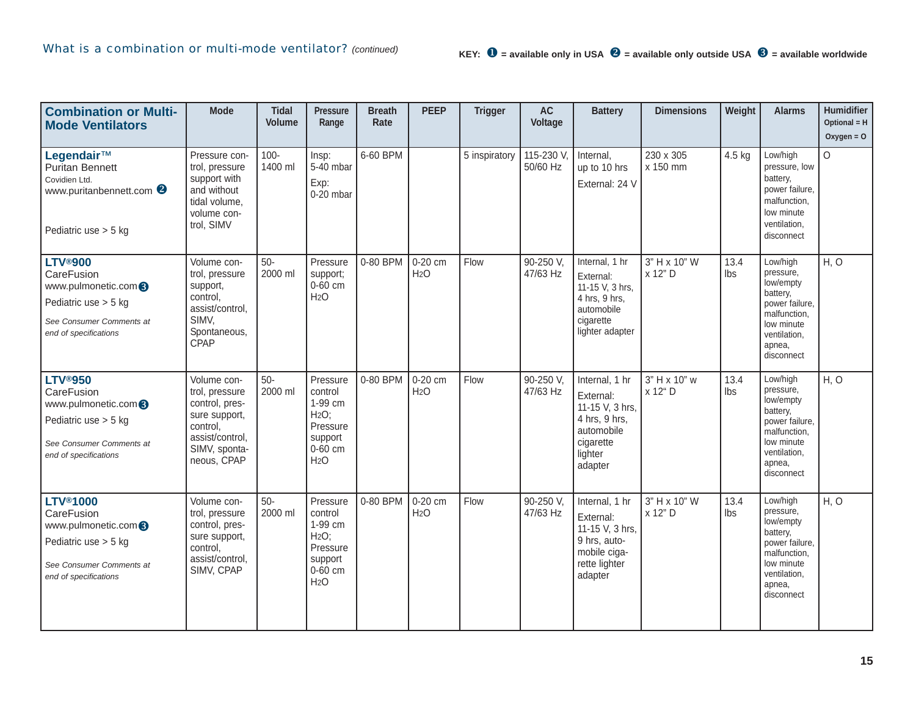## What is a combination or multi-mode ventilator? *(continued)*

**KEY:** ❶ = available only in USA ❷ = available only outside USA ❸ = available worldwide

| Combination or Multi-Mode Ventilators | Mode | Tidal Volume | Pressure Range | Breath Rate | PEEP | Trigger | AC Voltage | Battery | Dimensions | Weight | Alarms | Humidifier Optional = H Oxygen = O |
|---|---|---|---|---|---|---|---|---|---|---|---|---|
| **Legendair™** Puritan Bennett Covidien Ltd. www.puritanbennett.com ❷ Pediatric use > 5 kg | Pressure control, pressure support with and without tidal volume, volume control, SIMV | 100-1400 ml | Insp: 5-40 mbar Exp: 0-20 mbar | 6-60 BPM | | 5 inspiratory | 115-230 V, 50/60 Hz | Internal, up to 10 hrs External: 24 V | 230 x 305 x 150 mm | 4.5 kg | Low/high pressure, low battery, power failure, malfunction, low minute ventilation, disconnect | O |
| **LTV®900** CareFusion www.pulmonetic.com ❸ Pediatric use > 5 kg *See Consumer Comments at end of specifications* | Volume control, pressure support, control, assist/control, SIMV, Spontaneous, CPAP | 50-2000 ml | Pressure support; 0-60 cm $H_2O$ | 0-80 BPM | 0-20 cm $H_2O$ | Flow | 90-250 V, 47/63 Hz | Internal, 1 hr External: 11-15 V, 3 hrs, 4 hrs, 9 hrs, automobile cigarette lighter adapter | 3" H x 10" W x 12" D | 13.4 lbs | Low/high pressure, low/empty battery, power failure, malfunction, low minute ventilation, apnea, disconnect | H, O |
| **LTV®950** CareFusion www.pulmonetic.com ❸ Pediatric use > 5 kg *See Consumer Comments at end of specifications* | Volume control, pressure control, pressure support, control, assist/control, SIMV, spontaneous, CPAP | 50-2000 ml | Pressure control 1-99 cm $H_2O$; Pressure support 0-60 cm $H_2O$ | 0-80 BPM | 0-20 cm $H_2O$ | Flow | 90-250 V, 47/63 Hz | Internal, 1 hr External: 11-15 V, 3 hrs, 4 hrs, 9 hrs, automobile cigarette lighter adapter | 3" H x 10" w x 12" D | 13.4 lbs | Low/high pressure, low/empty battery, power failure, malfunction, low minute ventilation, apnea, disconnect | H, O |
| **LTV®1000** CareFusion www.pulmonetic.com ❸ Pediatric use > 5 kg *See Consumer Comments at end of specifications* | Volume control, pressure control, pressure support, control, assist/control, SIMV, CPAP | 50-2000 ml | Pressure control 1-99 cm $H_2O$; Pressure support 0-60 cm $H_2O$ | 0-80 BPM | 0-20 cm $H_2O$ | Flow | 90-250 V, 47/63 Hz | Internal, 1 hr External: 11-15 V, 3 hrs, 9 hrs, automobile cigarette lighter adapter | 3" H x 10" W x 12" D | 13.4 lbs | Low/high pressure, low/empty battery, power failure, malfunction, low minute ventilation, apnea, disconnect | H, O |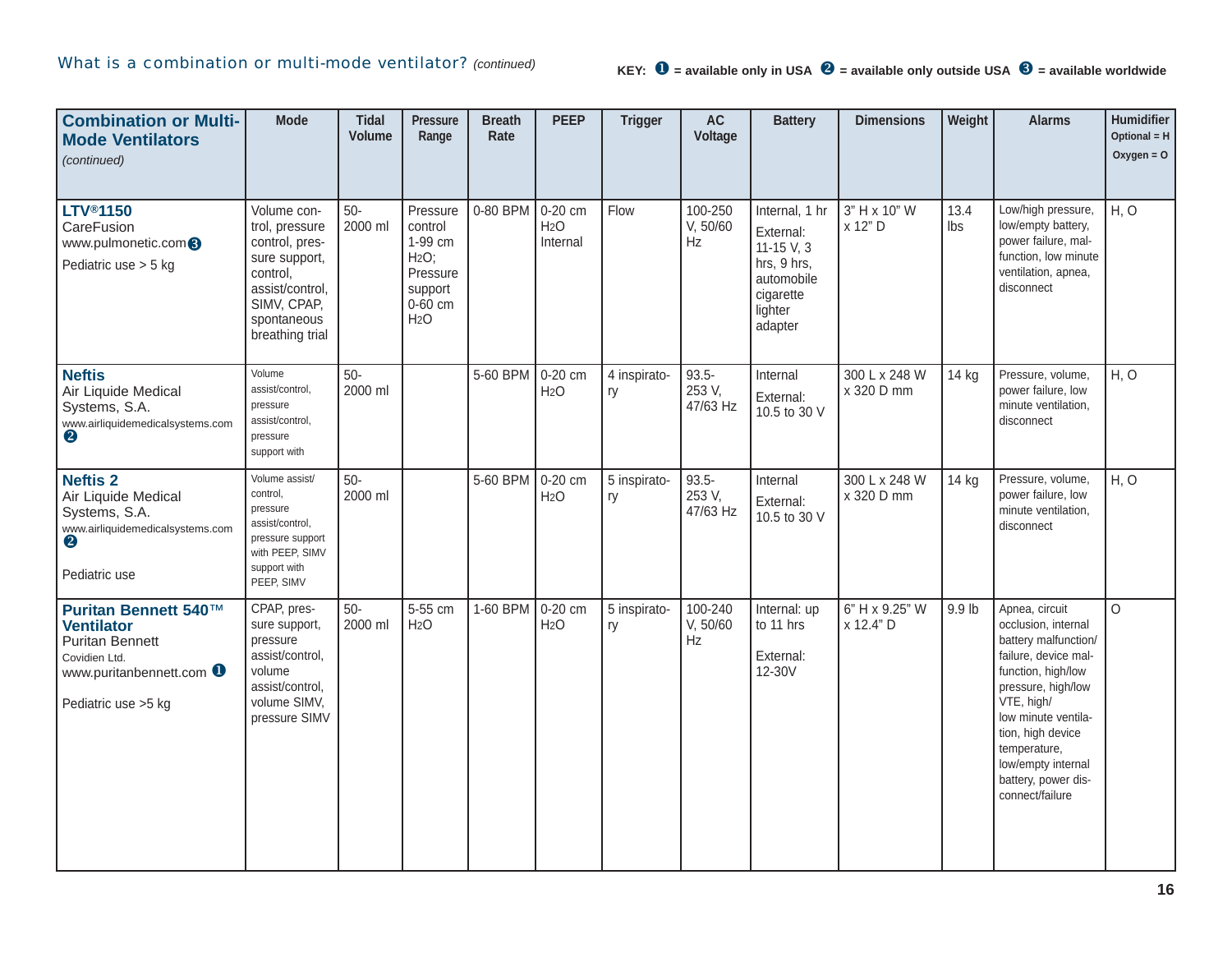## What is a combination or multi-mode ventilator? *(continued)*

**KEY:** ❶ = available only in USA ❷ = available only outside USA ❸ = available worldwide

| **Combination or Multi-Mode Ventilators** *(continued)* | Mode | Tidal Volume | Pressure Range | Breath Rate | PEEP | Trigger | AC Voltage | Battery | Dimensions | Weight | Alarms | Humidifier Optional = H Oxygen = O |
|---|---|---|---|---|---|---|---|---|---|---|---|---|
| **LTV®1150** CareFusion www.pulmonetic.com ❸ Pediatric use > 5 kg | Volume control, pressure control, pressure support, control, assist/control, SIMV, CPAP, spontaneous breathing trial | 50-2000 ml | Pressure control 1-99 cm $H_2O$; Pressure support 0-60 cm $H_2O$ | 0-80 BPM | 0-20 cm $H_2O$ Internal | Flow | 100-250 V, 50/60 Hz | Internal, 1 hr External: 11-15 V, 3 hrs, 9 hrs, automobile cigarette lighter adapter | 3" H x 10" W x 12" D | 13.4 lbs | Low/high pressure, low/empty battery, power failure, malfunction, low minute ventilation, apnea, disconnect | H, O |
| **Neftis** Air Liquide Medical Systems, S.A. www.airliquidemedicalsystems.com ❷ | Volume assist/control, pressure assist/control, pressure support with | 50-2000 ml | | 5-60 BPM | 0-20 cm $H_2O$ | 4 inspiratory | 93.5-253 V, 47/63 Hz | Internal External: 10.5 to 30 V | 300 L x 248 W x 320 D mm | 14 kg | Pressure, volume, power failure, low minute ventilation, disconnect | H, O |
| **Neftis 2** Air Liquide Medical Systems, S.A. www.airliquidemedicalsystems.com ❷ Pediatric use | Volume assist/control, pressure assist/control, pressure support with PEEP, SIMV support with PEEP, SIMV | 50-2000 ml | | 5-60 BPM | 0-20 cm $H_2O$ | 5 inspiratory | 93.5-253 V, 47/63 Hz | Internal External: 10.5 to 30 V | 300 L x 248 W x 320 D mm | 14 kg | Pressure, volume, power failure, low minute ventilation, disconnect | H, O |
| **Puritan Bennett 540™ Ventilator** Puritan Bennett Covidien Ltd. www.puritanbennett.com ❶ Pediatric use >5 kg | CPAP, pressure support, pressure assist/control, volume assist/control, volume SIMV, pressure SIMV | 50-2000 ml | 5-55 cm $H_2O$ | 1-60 BPM | 0-20 cm $H_2O$ | 5 inspiratory | 100-240 V, 50/60 Hz | Internal: up to 11 hrs External: 12-30V | 6" H x 9.25" W x 12.4" D | 9.9 lb | Apnea, circuit occlusion, internal battery malfunction/failure, device malfunction, high/low pressure, high/low VTE, high/low minute ventilation, high device temperature, low/empty internal battery, power disconnect/failure | O |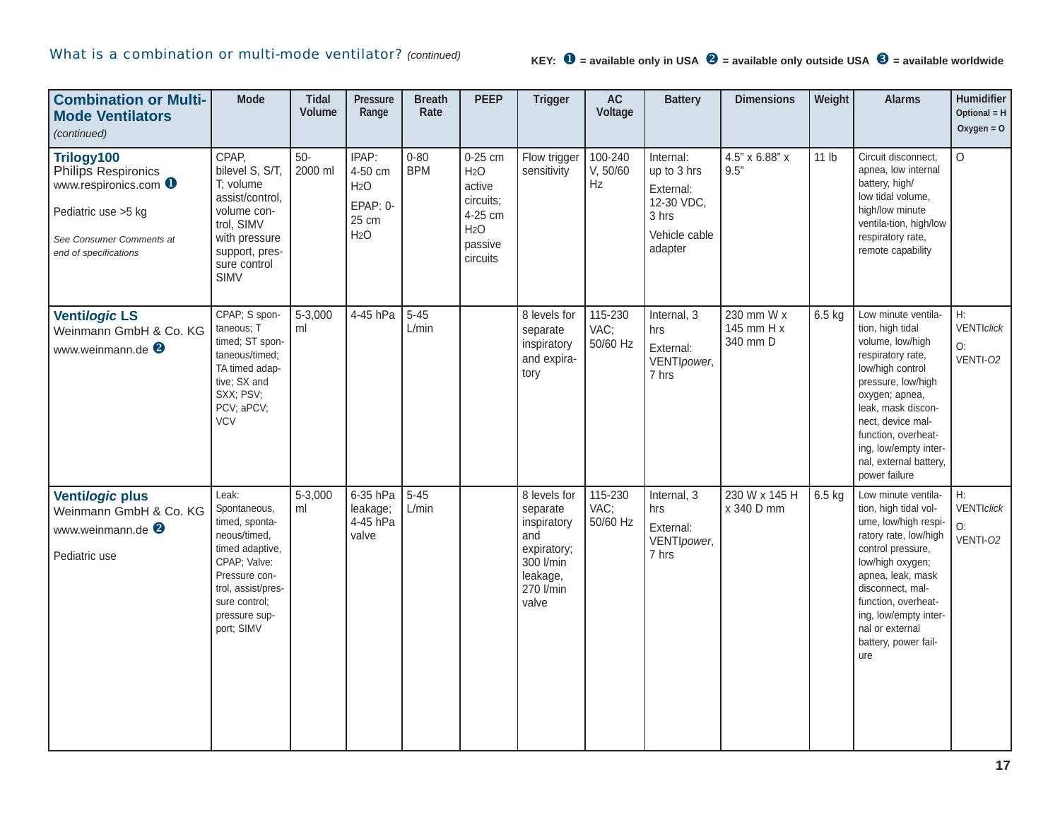## What is a combination or multi-mode ventilator? *(continued)*

**KEY:** ❶ = available only in USA ❷ = available only outside USA ❸ = available worldwide

| **Combination or Multi-Mode Ventilators** *(continued)* | Mode | Tidal Volume | Pressure Range | Breath Rate | PEEP | Trigger | AC Voltage | Battery | Dimensions | Weight | Alarms | Humidifier Optional = H Oxygen = O |
|---|---|---|---|---|---|---|---|---|---|---|---|---|
| **Trilogy100** Philips Respironics www.respironics.com ❶ Pediatric use >5 kg *See Consumer Comments at end of specifications* | CPAP, bilevel S, S/T, T; volume assist/control, volume control, SIMV with pressure support, pressure control SIMV | 50-2000 ml | IPAP: 4-50 cm $H_2O$ EPAP: 0-25 cm $H_2O$ | 0-80 BPM | 0-25 cm $H_2O$ active circuits; 4-25 cm $H_2O$ passive circuits | Flow trigger sensitivity | 100-240 V, 50/60 Hz | Internal: up to 3 hrs External: 12-30 VDC, 3 hrs Vehicle cable adapter | 4.5" x 6.88" x 9.5" | 11 lb | Circuit disconnect, apnea, low internal battery, high/low tidal volume, high/low minute ventila-tion, high/low respiratory rate, remote capability | O |
| **Ventil*ogic* LS** Weinmann GmbH & Co. KG www.weinmann.de ❷ | CPAP; S spontaneous; T timed; ST spontaneous/timed; TA timed adaptive; SX and SXX; PSV; PCV; aPCV; VCV | 5-3,000 ml | 4-45 hPa | 5-45 L/min | | 8 levels for separate inspiratory and expiratory | 115-230 VAC; 50/60 Hz | Internal, 3 hrs External: VENTI*power*, 7 hrs | 230 mm W x 145 mm H x 340 mm D | 6.5 kg | Low minute ventilation, high tidal volume, low/high respiratory rate, low/high control pressure, low/high oxygen; apnea, leak, mask disconnect, device malfunction, overheating, low/empty internal, external battery, power failure | H: VENTI*click* O: VENTI-*O2* |
| **Ventil*ogic* plus** Weinmann GmbH & Co. KG www.weinmann.de ❷ Pediatric use | Leak: Spontaneous, timed, spontaneous/timed, timed adaptive, CPAP; Valve: Pressure control, assist/pressure control; pressure support; SIMV | 5-3,000 ml | 6-35 hPa leakage; 4-45 hPa valve | 5-45 L/min | | 8 levels for separate inspiratory and expiratory; 300 l/min leakage, 270 l/min valve | 115-230 VAC; 50/60 Hz | Internal, 3 hrs External: VENTI*power*, 7 hrs | 230 W x 145 H x 340 D mm | 6.5 kg | Low minute ventilation, high tidal volume, low/high respiratory rate, low/high control pressure, low/high oxygen; apnea, leak, mask disconnect, malfunction, overheating, low/empty internal or external battery, power failure | H: VENTI*click* O: VENTI-*O2* |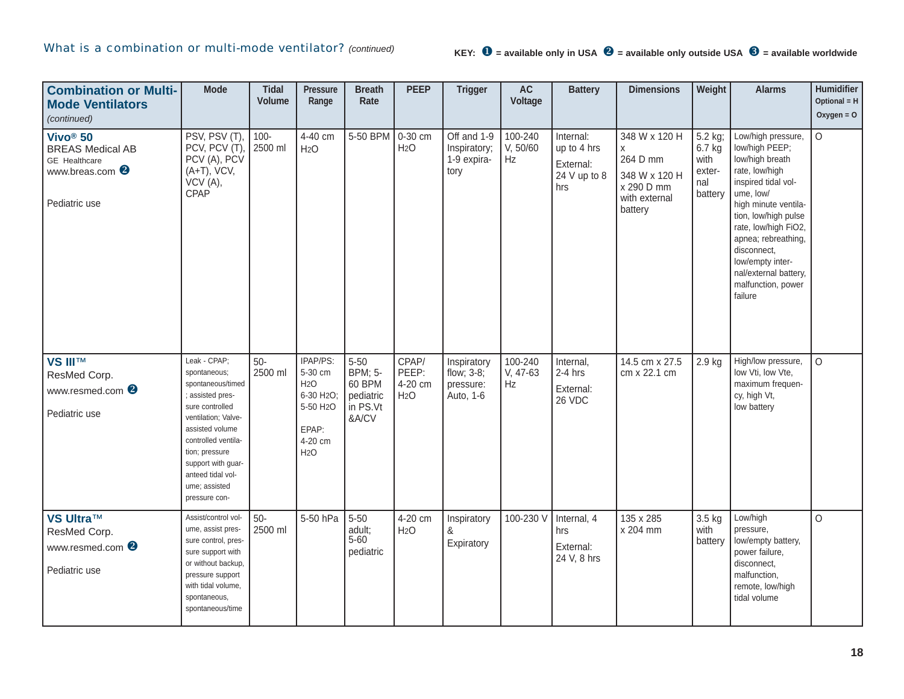## What is a combination or multi-mode ventilator? *(continued)*

**KEY:** ❶ = available only in USA ❷ = available only outside USA ❸ = available worldwide

| **Combination or Multi-Mode Ventilators** *(continued)* | Mode | Tidal Volume | Pressure Range | Breath Rate | PEEP | Trigger | AC Voltage | Battery | Dimensions | Weight | Alarms | Humidifier Optional = H Oxygen = O |
|---|---|---|---|---|---|---|---|---|---|---|---|---|
| **Vivo® 50** BREAS Medical AB GE Healthcare www.breas.com ❷ Pediatric use | PSV, PSV (T), PCV, PCV (T), PCV (A), PCV (A+T), VCV, VCV (A), CPAP | 100-2500 ml | 4-40 cm $H_2O$ | 5-50 BPM | 0-30 cm $H_2O$ | Off and 1-9 Inspiratory; 1-9 expiratory | 100-240 V, 50/60 Hz | Internal: up to 4 hrs External: 24 V up to 8 hrs | 348 W x 120 H x 264 D mm 348 W x 120 H x 290 D mm with external battery | 5.2 kg; 6.7 kg with external battery | Low/high pressure, low/high PEEP; low/high breath rate, low/high inspired tidal volume, low/high minute ventilation, low/high pulse rate, low/high FiO2, apnea; rebreathing, disconnect, low/empty internal/external battery, malfunction, power failure | O |
| **VS III™** ResMed Corp. www.resmed.com ❷ Pediatric use | Leak - CPAP; spontaneous; spontaneous/timed; assisted pressure controlled ventilation; Valve-assisted volume controlled ventilation; pressure support with guaranteed tidal volume; assisted pressure con- | 50-2500 ml | IPAP/PS: 5-30 cm $H_2O$ 6-30 $H_2O$; 5-50 $H_2O$ EPAP: 4-20 cm $H_2O$ | 5-50 BPM; 5-60 BPM pediatric in PS.Vt &A/CV | CPAP/PEEP: 4-20 cm $H_2O$ | Inspiratory flow; 3-8; pressure: Auto, 1-6 | 100-240 V, 47-63 Hz | Internal, 2-4 hrs External: 26 VDC | 14.5 cm x 27.5 cm x 22.1 cm | 2.9 kg | High/low pressure, low Vti, low Vte, maximum frequency, high Vt, low battery | O |
| **VS Ultra™** ResMed Corp. www.resmed.com ❷ Pediatric use | Assist/control volume, assist pressure control, pressure support with or without backup, pressure support with tidal volume, spontaneous, spontaneous/time | 50-2500 ml | 5-50 hPa | 5-50 adult; 5-60 pediatric | 4-20 cm $H_2O$ | Inspiratory & Expiratory | 100-230 V | Internal, 4 hrs External: 24 V, 8 hrs | 135 x 285 x 204 mm | 3.5 kg with battery | Low/high pressure, low/empty battery, power failure, disconnect, malfunction, remote, low/high tidal volume | O |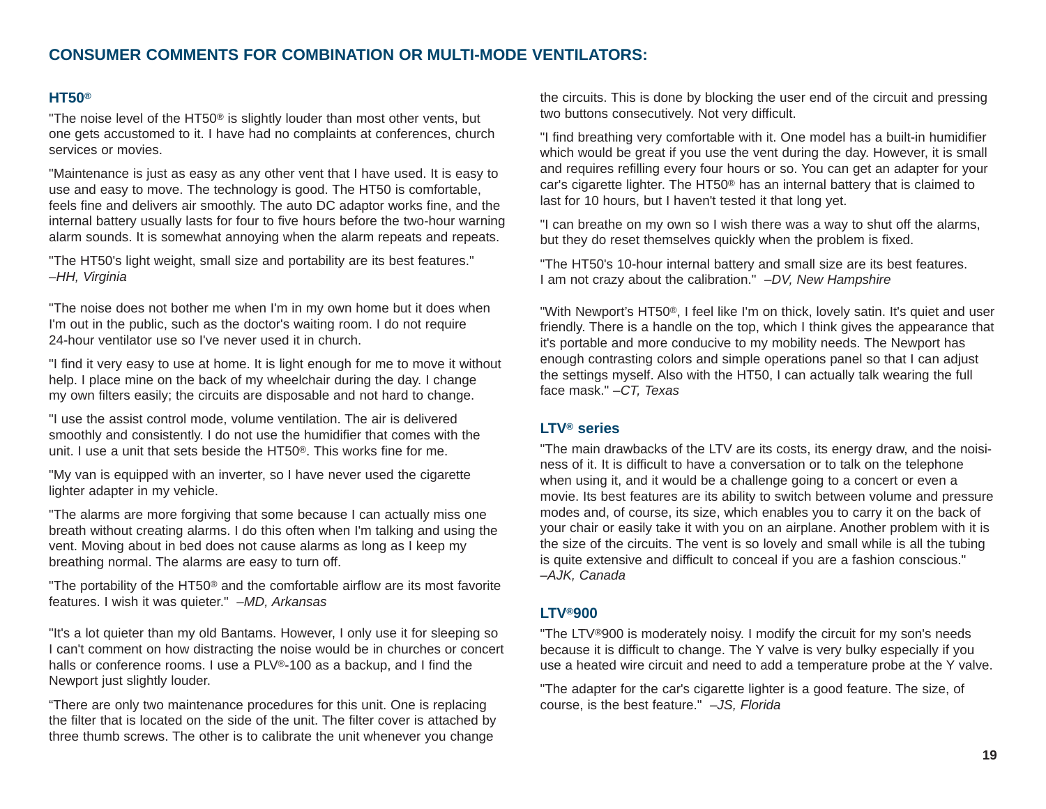## CONSUMER COMMENTS FOR COMBINATION OR MULTI-MODE VENTILATORS:

### HT50®

"The noise level of the HT50® is slightly louder than most other vents, but one gets accustomed to it. I have had no complaints at conferences, church services or movies.

"Maintenance is just as easy as any other vent that I have used. It is easy to use and easy to move. The technology is good. The HT50 is comfortable, feels fine and delivers air smoothly. The auto DC adaptor works fine, and the internal battery usually lasts for four to five hours before the two-hour warning alarm sounds. It is somewhat annoying when the alarm repeats and repeats.

"The HT50's light weight, small size and portability are its best features." *–HH, Virginia*

"The noise does not bother me when I'm in my own home but it does when I'm out in the public, such as the doctor's waiting room. I do not require 24-hour ventilator use so I've never used it in church.

"I find it very easy to use at home. It is light enough for me to move it without help. I place mine on the back of my wheelchair during the day. I change my own filters easily; the circuits are disposable and not hard to change.

"I use the assist control mode, volume ventilation. The air is delivered smoothly and consistently. I do not use the humidifier that comes with the unit. I use a unit that sets beside the HT50®. This works fine for me.

"My van is equipped with an inverter, so I have never used the cigarette lighter adapter in my vehicle.

"The alarms are more forgiving that some because I can actually miss one breath without creating alarms. I do this often when I'm talking and using the vent. Moving about in bed does not cause alarms as long as I keep my breathing normal. The alarms are easy to turn off.

"The portability of the HT50® and the comfortable airflow are its most favorite features. I wish it was quieter." *–MD, Arkansas*

"It's a lot quieter than my old Bantams. However, I only use it for sleeping so I can't comment on how distracting the noise would be in churches or concert halls or conference rooms. I use a PLV®-100 as a backup, and I find the Newport just slightly louder.

"There are only two maintenance procedures for this unit. One is replacing the filter that is located on the side of the unit. The filter cover is attached by three thumb screws. The other is to calibrate the unit whenever you change the circuits. This is done by blocking the user end of the circuit and pressing two buttons consecutively. Not very difficult.

"I find breathing very comfortable with it. One model has a built-in humidifier which would be great if you use the vent during the day. However, it is small and requires refilling every four hours or so. You can get an adapter for your car's cigarette lighter. The HT50® has an internal battery that is claimed to last for 10 hours, but I haven't tested it that long yet.

"I can breathe on my own so I wish there was a way to shut off the alarms, but they do reset themselves quickly when the problem is fixed.

"The HT50's 10-hour internal battery and small size are its best features. I am not crazy about the calibration." *–DV, New Hampshire*

"With Newport's HT50®, I feel like I'm on thick, lovely satin. It's quiet and user friendly. There is a handle on the top, which I think gives the appearance that it's portable and more conducive to my mobility needs. The Newport has enough contrasting colors and simple operations panel so that I can adjust the settings myself. Also with the HT50, I can actually talk wearing the full face mask." *–CT, Texas*

### LTV® series

"The main drawbacks of the LTV are its costs, its energy draw, and the noisiness of it. It is difficult to have a conversation or to talk on the telephone when using it, and it would be a challenge going to a concert or even a movie. Its best features are its ability to switch between volume and pressure modes and, of course, its size, which enables you to carry it on the back of your chair or easily take it with you on an airplane. Another problem with it is the size of the circuits. The vent is so lovely and small while is all the tubing is quite extensive and difficult to conceal if you are a fashion conscious." *–AJK, Canada*

### LTV®900

"The LTV®900 is moderately noisy. I modify the circuit for my son's needs because it is difficult to change. The Y valve is very bulky especially if you use a heated wire circuit and need to add a temperature probe at the Y valve.

"The adapter for the car's cigarette lighter is a good feature. The size, of course, is the best feature." *–JS, Florida*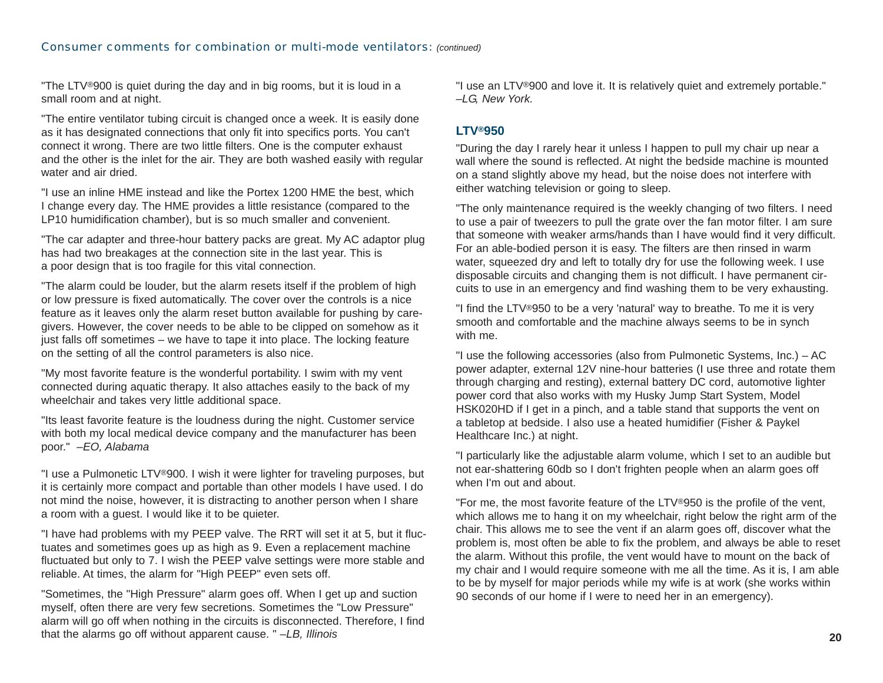## Consumer comments for combination or multi-mode ventilators: *(continued)*

"The LTV®900 is quiet during the day and in big rooms, but it is loud in a small room and at night.

"The entire ventilator tubing circuit is changed once a week. It is easily done as it has designated connections that only fit into specifics ports. You can't connect it wrong. There are two little filters. One is the computer exhaust and the other is the inlet for the air. They are both washed easily with regular water and air dried.

"I use an inline HME instead and like the Portex 1200 HME the best, which I change every day. The HME provides a little resistance (compared to the LP10 humidification chamber), but is so much smaller and convenient.

"The car adapter and three-hour battery packs are great. My AC adaptor plug has had two breakages at the connection site in the last year. This is a poor design that is too fragile for this vital connection.

"The alarm could be louder, but the alarm resets itself if the problem of high or low pressure is fixed automatically. The cover over the controls is a nice feature as it leaves only the alarm reset button available for pushing by caregivers. However, the cover needs to be able to be clipped on somehow as it just falls off sometimes – we have to tape it into place. The locking feature on the setting of all the control parameters is also nice.

"My most favorite feature is the wonderful portability. I swim with my vent connected during aquatic therapy. It also attaches easily to the back of my wheelchair and takes very little additional space.

"Its least favorite feature is the loudness during the night. Customer service with both my local medical device company and the manufacturer has been poor." *–EO, Alabama*

"I use a Pulmonetic LTV®900. I wish it were lighter for traveling purposes, but it is certainly more compact and portable than other models I have used. I do not mind the noise, however, it is distracting to another person when I share a room with a guest. I would like it to be quieter.

"I have had problems with my PEEP valve. The RRT will set it at 5, but it fluctuates and sometimes goes up as high as 9. Even a replacement machine fluctuated but only to 7. I wish the PEEP valve settings were more stable and reliable. At times, the alarm for "High PEEP" even sets off.

"Sometimes, the "High Pressure" alarm goes off. When I get up and suction myself, often there are very few secretions. Sometimes the "Low Pressure" alarm will go off when nothing in the circuits is disconnected. Therefore, I find that the alarms go off without apparent cause. " *–LB, Illinois*

"I use an LTV®900 and love it. It is relatively quiet and extremely portable." *–LG, New York.*

### LTV®950

"During the day I rarely hear it unless I happen to pull my chair up near a wall where the sound is reflected. At night the bedside machine is mounted on a stand slightly above my head, but the noise does not interfere with either watching television or going to sleep.

"The only maintenance required is the weekly changing of two filters. I need to use a pair of tweezers to pull the grate over the fan motor filter. I am sure that someone with weaker arms/hands than I have would find it very difficult. For an able-bodied person it is easy. The filters are then rinsed in warm water, squeezed dry and left to totally dry for use the following week. I use disposable circuits and changing them is not difficult. I have permanent circuits to use in an emergency and find washing them to be very exhausting.

"I find the LTV®950 to be a very 'natural' way to breathe. To me it is very smooth and comfortable and the machine always seems to be in synch with me.

"I use the following accessories (also from Pulmonetic Systems, Inc.) – AC power adapter, external 12V nine-hour batteries (I use three and rotate them through charging and resting), external battery DC cord, automotive lighter power cord that also works with my Husky Jump Start System, Model HSK020HD if I get in a pinch, and a table stand that supports the vent on a tabletop at bedside. I also use a heated humidifier (Fisher & Paykel Healthcare Inc.) at night.

"I particularly like the adjustable alarm volume, which I set to an audible but not ear-shattering 60db so I don't frighten people when an alarm goes off when I'm out and about.

"For me, the most favorite feature of the LTV®950 is the profile of the vent, which allows me to hang it on my wheelchair, right below the right arm of the chair. This allows me to see the vent if an alarm goes off, discover what the problem is, most often be able to fix the problem, and always be able to reset the alarm. Without this profile, the vent would have to mount on the back of my chair and I would require someone with me all the time. As it is, I am able to be by myself for major periods while my wife is at work (she works within 90 seconds of our home if I were to need her in an emergency).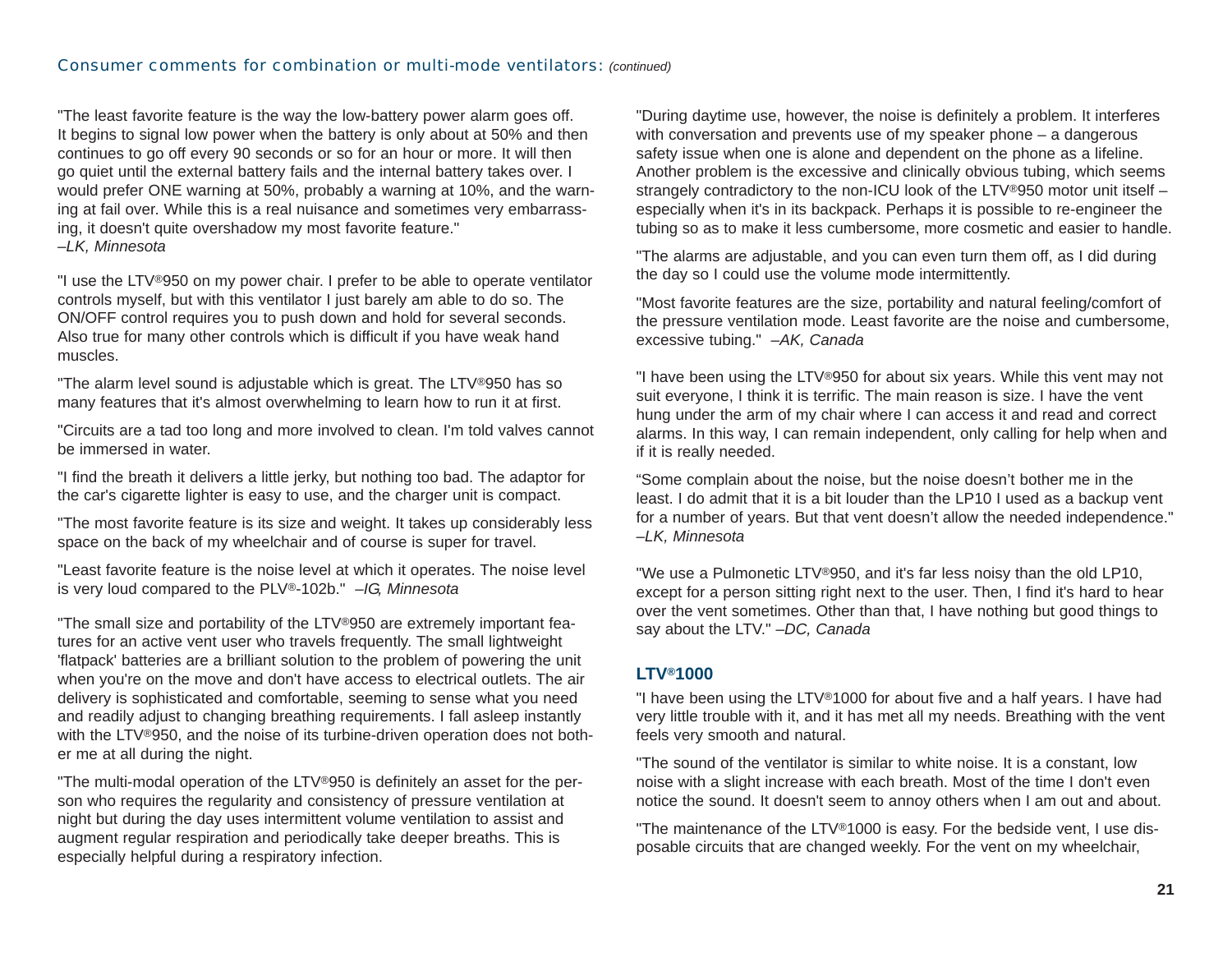## Consumer comments for combination or multi-mode ventilators: *(continued)*

"The least favorite feature is the way the low-battery power alarm goes off. It begins to signal low power when the battery is only about at 50% and then continues to go off every 90 seconds or so for an hour or more. It will then go quiet until the external battery fails and the internal battery takes over. I would prefer ONE warning at 50%, probably a warning at 10%, and the warning at fail over. While this is a real nuisance and sometimes very embarrassing, it doesn't quite overshadow my most favorite feature."
*–LK, Minnesota*

"I use the LTV®950 on my power chair. I prefer to be able to operate ventilator controls myself, but with this ventilator I just barely am able to do so. The ON/OFF control requires you to push down and hold for several seconds. Also true for many other controls which is difficult if you have weak hand muscles.

"The alarm level sound is adjustable which is great. The LTV®950 has so many features that it's almost overwhelming to learn how to run it at first.

"Circuits are a tad too long and more involved to clean. I'm told valves cannot be immersed in water.

"I find the breath it delivers a little jerky, but nothing too bad. The adaptor for the car's cigarette lighter is easy to use, and the charger unit is compact.

"The most favorite feature is its size and weight. It takes up considerably less space on the back of my wheelchair and of course is super for travel.

"Least favorite feature is the noise level at which it operates. The noise level is very loud compared to the PLV®-102b." *–IG, Minnesota*

"The small size and portability of the LTV®950 are extremely important features for an active vent user who travels frequently. The small lightweight 'flatpack' batteries are a brilliant solution to the problem of powering the unit when you're on the move and don't have access to electrical outlets. The air delivery is sophisticated and comfortable, seeming to sense what you need and readily adjust to changing breathing requirements. I fall asleep instantly with the LTV®950, and the noise of its turbine-driven operation does not bother me at all during the night.

"The multi-modal operation of the LTV®950 is definitely an asset for the person who requires the regularity and consistency of pressure ventilation at night but during the day uses intermittent volume ventilation to assist and augment regular respiration and periodically take deeper breaths. This is especially helpful during a respiratory infection.

"During daytime use, however, the noise is definitely a problem. It interferes with conversation and prevents use of my speaker phone – a dangerous safety issue when one is alone and dependent on the phone as a lifeline. Another problem is the excessive and clinically obvious tubing, which seems strangely contradictory to the non-ICU look of the LTV®950 motor unit itself – especially when it's in its backpack. Perhaps it is possible to re-engineer the tubing so as to make it less cumbersome, more cosmetic and easier to handle.

"The alarms are adjustable, and you can even turn them off, as I did during the day so I could use the volume mode intermittently.

"Most favorite features are the size, portability and natural feeling/comfort of the pressure ventilation mode. Least favorite are the noise and cumbersome, excessive tubing." *–AK, Canada*

"I have been using the LTV®950 for about six years. While this vent may not suit everyone, I think it is terrific. The main reason is size. I have the vent hung under the arm of my chair where I can access it and read and correct alarms. In this way, I can remain independent, only calling for help when and if it is really needed.

"Some complain about the noise, but the noise doesn't bother me in the least. I do admit that it is a bit louder than the LP10 I used as a backup vent for a number of years. But that vent doesn't allow the needed independence."
*–LK, Minnesota*

"We use a Pulmonetic LTV®950, and it's far less noisy than the old LP10, except for a person sitting right next to the user. Then, I find it's hard to hear over the vent sometimes. Other than that, I have nothing but good things to say about the LTV." *–DC, Canada*

### LTV®1000

"I have been using the LTV®1000 for about five and a half years. I have had very little trouble with it, and it has met all my needs. Breathing with the vent feels very smooth and natural.

"The sound of the ventilator is similar to white noise. It is a constant, low noise with a slight increase with each breath. Most of the time I don't even notice the sound. It doesn't seem to annoy others when I am out and about.

"The maintenance of the LTV®1000 is easy. For the bedside vent, I use disposable circuits that are changed weekly. For the vent on my wheelchair,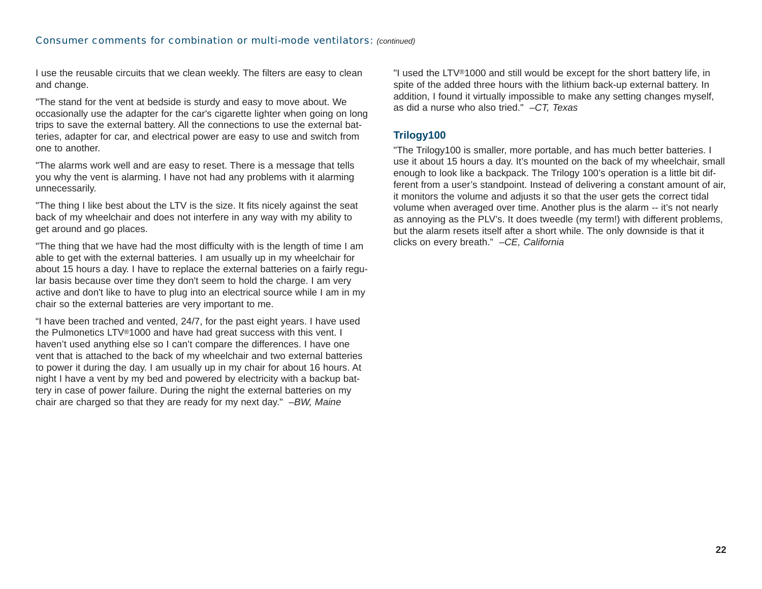Consumer comments for combination or multi-mode ventilators: *(continued)*

I use the reusable circuits that we clean weekly. The filters are easy to clean and change.

"The stand for the vent at bedside is sturdy and easy to move about. We occasionally use the adapter for the car's cigarette lighter when going on long trips to save the external battery. All the connections to use the external batteries, adapter for car, and electrical power are easy to use and switch from one to another.

"The alarms work well and are easy to reset. There is a message that tells you why the vent is alarming. I have not had any problems with it alarming unnecessarily.

"The thing I like best about the LTV is the size. It fits nicely against the seat back of my wheelchair and does not interfere in any way with my ability to get around and go places.

"The thing that we have had the most difficulty with is the length of time I am able to get with the external batteries. I am usually up in my wheelchair for about 15 hours a day. I have to replace the external batteries on a fairly regular basis because over time they don't seem to hold the charge. I am very active and don't like to have to plug into an electrical source while I am in my chair so the external batteries are very important to me.

"I have been trached and vented, 24/7, for the past eight years. I have used the Pulmonetics LTV®1000 and have had great success with this vent. I haven't used anything else so I can't compare the differences. I have one vent that is attached to the back of my wheelchair and two external batteries to power it during the day. I am usually up in my chair for about 16 hours. At night I have a vent by my bed and powered by electricity with a backup battery in case of power failure. During the night the external batteries on my chair are charged so that they are ready for my next day." *–BW, Maine*

"I used the LTV®1000 and still would be except for the short battery life, in spite of the added three hours with the lithium back-up external battery. In addition, I found it virtually impossible to make any setting changes myself, as did a nurse who also tried." *–CT, Texas*

### Trilogy100

"The Trilogy100 is smaller, more portable, and has much better batteries. I use it about 15 hours a day. It's mounted on the back of my wheelchair, small enough to look like a backpack. The Trilogy 100's operation is a little bit different from a user's standpoint. Instead of delivering a constant amount of air, it monitors the volume and adjusts it so that the user gets the correct tidal volume when averaged over time. Another plus is the alarm -- it's not nearly as annoying as the PLV's. It does tweedle (my term!) with different problems, but the alarm resets itself after a short while. The only downside is that it clicks on every breath." *–CE, California*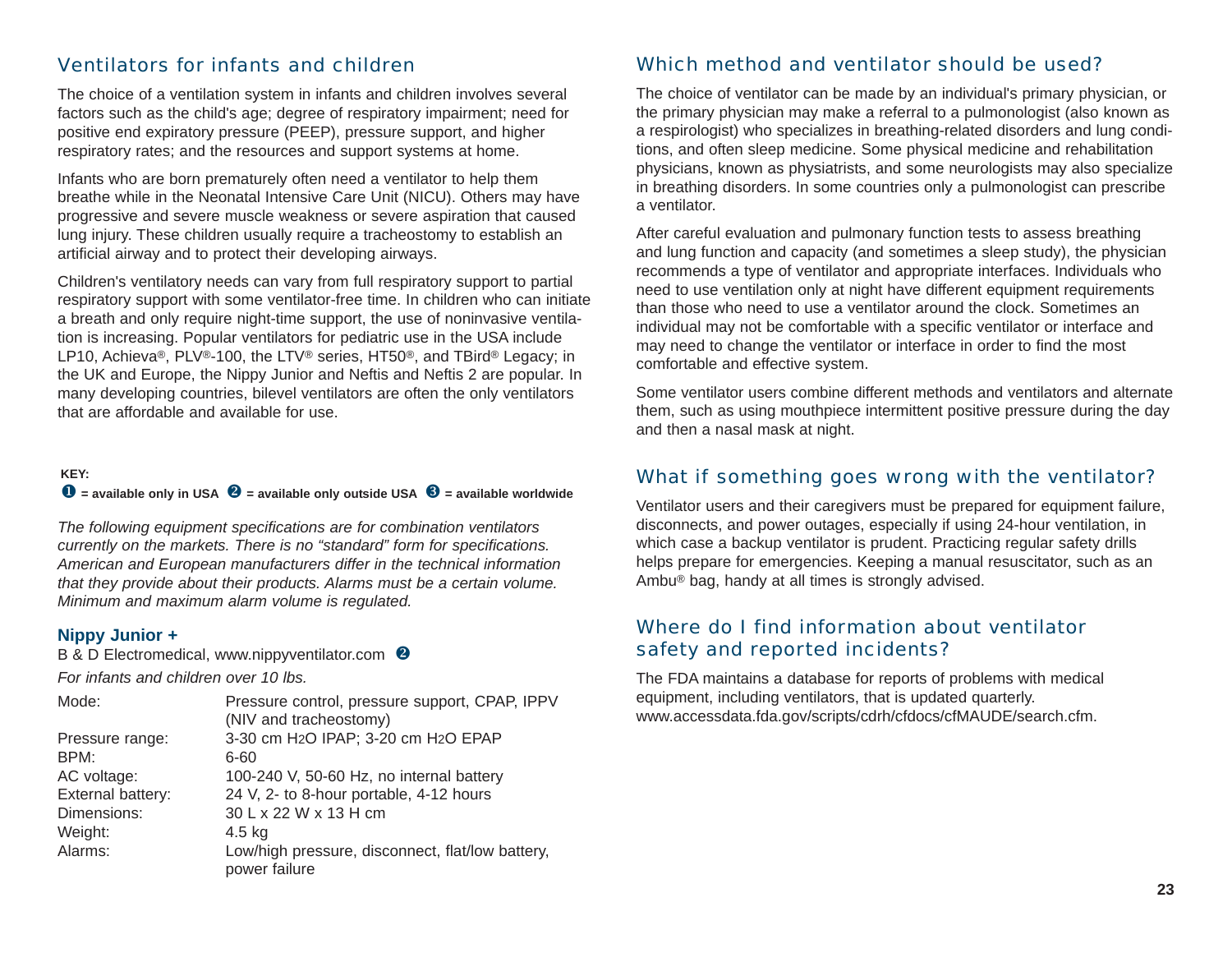## Ventilators for infants and children

The choice of a ventilation system in infants and children involves several factors such as the child's age; degree of respiratory impairment; need for positive end expiratory pressure (PEEP), pressure support, and higher respiratory rates; and the resources and support systems at home.

Infants who are born prematurely often need a ventilator to help them breathe while in the Neonatal Intensive Care Unit (NICU). Others may have progressive and severe muscle weakness or severe aspiration that caused lung injury. These children usually require a tracheostomy to establish an artificial airway and to protect their developing airways.

Children's ventilatory needs can vary from full respiratory support to partial respiratory support with some ventilator-free time. In children who can initiate a breath and only require night-time support, the use of noninvasive ventilation is increasing. Popular ventilators for pediatric use in the USA include LP10, Achieva®, PLV®-100, the LTV® series, HT50®, and TBird® Legacy; in the UK and Europe, the Nippy Junior and Neftis and Neftis 2 are popular. In many developing countries, bilevel ventilators are often the only ventilators that are affordable and available for use.

**KEY:**
**❶ = available only in USA ❷ = available only outside USA ❸ = available worldwide**

*The following equipment specifications are for combination ventilators currently on the markets. There is no "standard" form for specifications. American and European manufacturers differ in the technical information that they provide about their products. Alarms must be a certain volume. Minimum and maximum alarm volume is regulated.*

### Nippy Junior +

B & D Electromedical, www.nippyventilator.com ❷

*For infants and children over 10 lbs.*

| | |
|---|---|
| Mode: | Pressure control, pressure support, CPAP, IPPV (NIV and tracheostomy) |
| Pressure range: | 3-30 cm $H_2O$ IPAP; 3-20 cm $H_2O$ EPAP |
| BPM: | 6-60 |
| AC voltage: | 100-240 V, 50-60 Hz, no internal battery |
| External battery: | 24 V, 2- to 8-hour portable, 4-12 hours |
| Dimensions: | 30 L x 22 W x 13 H cm |
| Weight: | 4.5 kg |
| Alarms: | Low/high pressure, disconnect, flat/low battery, power failure |

## Which method and ventilator should be used?

The choice of ventilator can be made by an individual's primary physician, or the primary physician may make a referral to a pulmonologist (also known as a respirologist) who specializes in breathing-related disorders and lung conditions, and often sleep medicine. Some physical medicine and rehabilitation physicians, known as physiatrists, and some neurologists may also specialize in breathing disorders. In some countries only a pulmonologist can prescribe a ventilator.

After careful evaluation and pulmonary function tests to assess breathing and lung function and capacity (and sometimes a sleep study), the physician recommends a type of ventilator and appropriate interfaces. Individuals who need to use ventilation only at night have different equipment requirements than those who need to use a ventilator around the clock. Sometimes an individual may not be comfortable with a specific ventilator or interface and may need to change the ventilator or interface in order to find the most comfortable and effective system.

Some ventilator users combine different methods and ventilators and alternate them, such as using mouthpiece intermittent positive pressure during the day and then a nasal mask at night.

## What if something goes wrong with the ventilator?

Ventilator users and their caregivers must be prepared for equipment failure, disconnects, and power outages, especially if using 24-hour ventilation, in which case a backup ventilator is prudent. Practicing regular safety drills helps prepare for emergencies. Keeping a manual resuscitator, such as an Ambu® bag, handy at all times is strongly advised.

## Where do I find information about ventilator safety and reported incidents?

The FDA maintains a database for reports of problems with medical equipment, including ventilators, that is updated quarterly. www.accessdata.fda.gov/scripts/cdrh/cfdocs/cfMAUDE/search.cfm.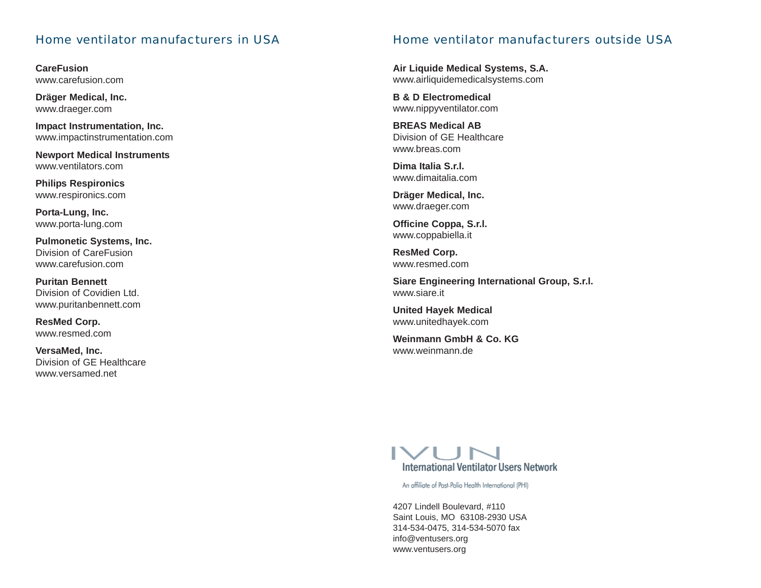## Home ventilator manufacturers in USA

**CareFusion**
www.carefusion.com

**Dräger Medical, Inc.**
www.draeger.com

**Impact Instrumentation, Inc.**
www.impactinstrumentation.com

**Newport Medical Instruments**
www.ventilators.com

**Philips Respironics**
www.respironics.com

**Porta-Lung, Inc.**
www.porta-lung.com

**Pulmonetic Systems, Inc.**
Division of CareFusion
www.carefusion.com

**Puritan Bennett**
Division of Covidien Ltd.
www.puritanbennett.com

**ResMed Corp.**
www.resmed.com

**VersaMed, Inc.**
Division of GE Healthcare
www.versamed.net

## Home ventilator manufacturers outside USA

**Air Liquide Medical Systems, S.A.**
www.airliquidemedicalsystems.com

**B & D Electromedical**
www.nippyventilator.com

**BREAS Medical AB**
Division of GE Healthcare
www.breas.com

**Dima Italia S.r.l.**
www.dimaitalia.com

**Dräger Medical, Inc.**
www.draeger.com

**Officine Coppa, S.r.l.**
www.coppabiella.it

**ResMed Corp.**
www.resmed.com

**Siare Engineering International Group, S.r.l.**
www.siare.it

**United Hayek Medical**
www.unitedhayek.com

**Weinmann GmbH & Co. KG**
www.weinmann.de

IVUN
International Ventilator Users Network

An affiliate of Post-Polio Health International (PHI)

4207 Lindell Boulevard, #110
Saint Louis, MO 63108-2930 USA
314-534-0475, 314-534-5070 fax
info@ventusers.org
www.ventusers.org